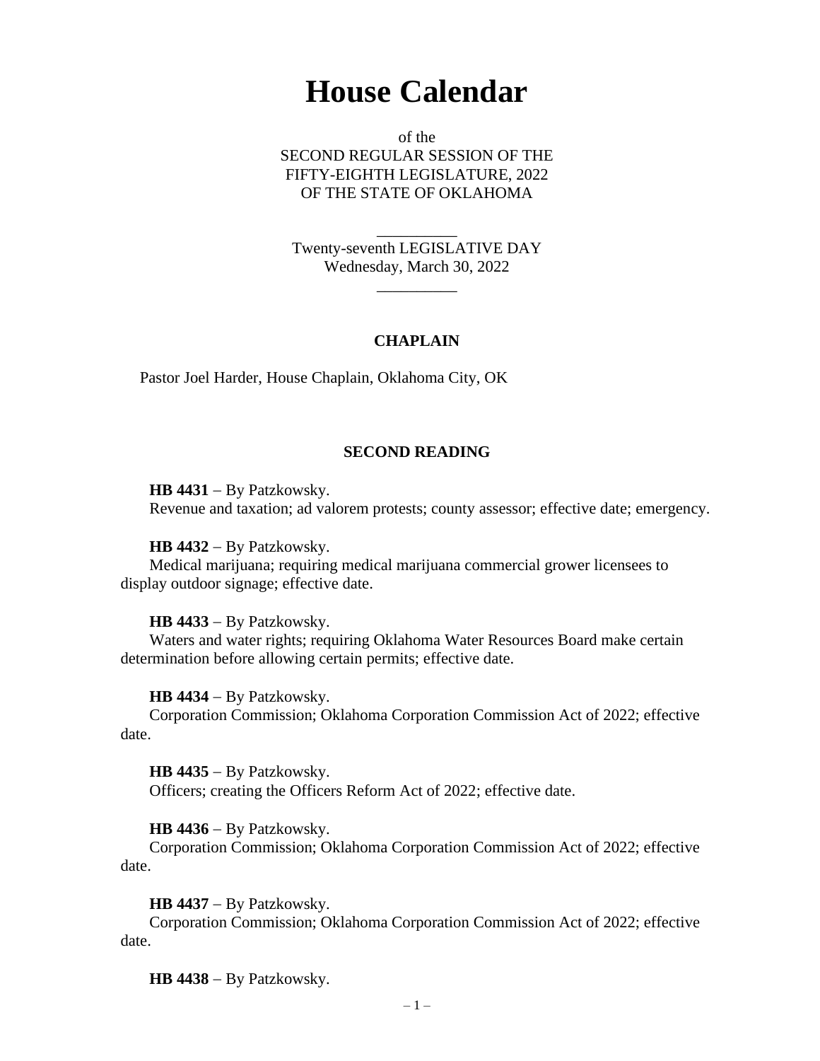# House Calendar

of the
SECOND REGULAR SESSION OF THE
FIFTY-EIGHTH LEGISLATURE, 2022
OF THE STATE OF OKLAHOMA

---

Twenty-seventh LEGISLATIVE DAY
Wednesday, March 30, 2022

---

### CHAPLAIN

Pastor Joel Harder, House Chaplain, Oklahoma City, OK

### SECOND READING

**HB 4431** – By Patzkowsky.
Revenue and taxation; ad valorem protests; county assessor; effective date; emergency.

**HB 4432** – By Patzkowsky.
Medical marijuana; requiring medical marijuana commercial grower licensees to display outdoor signage; effective date.

**HB 4433** – By Patzkowsky.
Waters and water rights; requiring Oklahoma Water Resources Board make certain determination before allowing certain permits; effective date.

**HB 4434** – By Patzkowsky.
Corporation Commission; Oklahoma Corporation Commission Act of 2022; effective date.

**HB 4435** – By Patzkowsky.
Officers; creating the Officers Reform Act of 2022; effective date.

**HB 4436** – By Patzkowsky.
Corporation Commission; Oklahoma Corporation Commission Act of 2022; effective date.

**HB 4437** – By Patzkowsky.
Corporation Commission; Oklahoma Corporation Commission Act of 2022; effective date.

**HB 4438** – By Patzkowsky.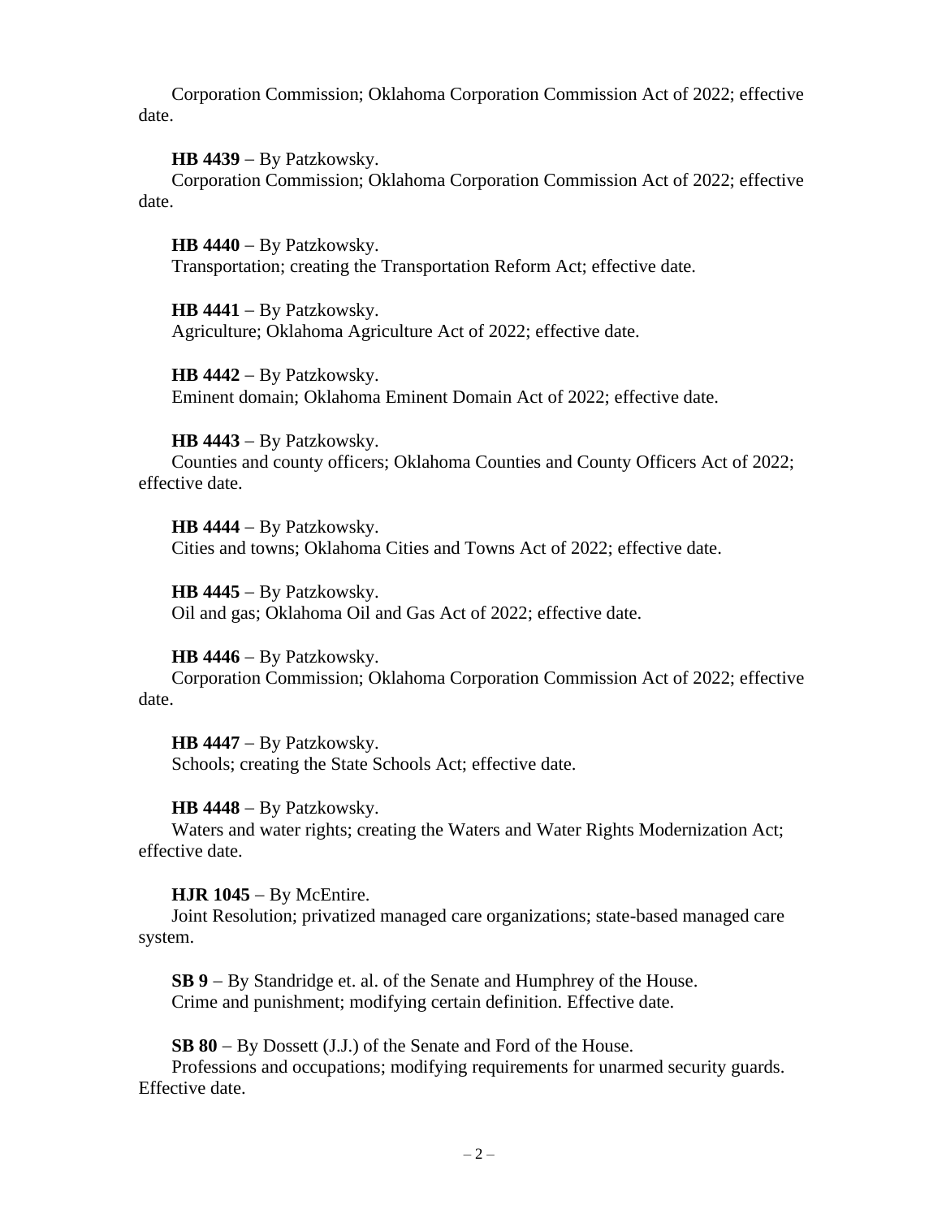Corporation Commission; Oklahoma Corporation Commission Act of 2022; effective date.

**HB 4439** – By Patzkowsky.
Corporation Commission; Oklahoma Corporation Commission Act of 2022; effective date.

**HB 4440** – By Patzkowsky.
Transportation; creating the Transportation Reform Act; effective date.

**HB 4441** – By Patzkowsky.
Agriculture; Oklahoma Agriculture Act of 2022; effective date.

**HB 4442** – By Patzkowsky.
Eminent domain; Oklahoma Eminent Domain Act of 2022; effective date.

**HB 4443** – By Patzkowsky.
Counties and county officers; Oklahoma Counties and County Officers Act of 2022; effective date.

**HB 4444** – By Patzkowsky.
Cities and towns; Oklahoma Cities and Towns Act of 2022; effective date.

**HB 4445** – By Patzkowsky.
Oil and gas; Oklahoma Oil and Gas Act of 2022; effective date.

**HB 4446** – By Patzkowsky.
Corporation Commission; Oklahoma Corporation Commission Act of 2022; effective date.

**HB 4447** – By Patzkowsky.
Schools; creating the State Schools Act; effective date.

**HB 4448** – By Patzkowsky.
Waters and water rights; creating the Waters and Water Rights Modernization Act; effective date.

**HJR 1045** – By McEntire.
Joint Resolution; privatized managed care organizations; state-based managed care system.

**SB 9** – By Standridge et. al. of the Senate and Humphrey of the House.
Crime and punishment; modifying certain definition. Effective date.

**SB 80** – By Dossett (J.J.) of the Senate and Ford of the House.
Professions and occupations; modifying requirements for unarmed security guards. Effective date.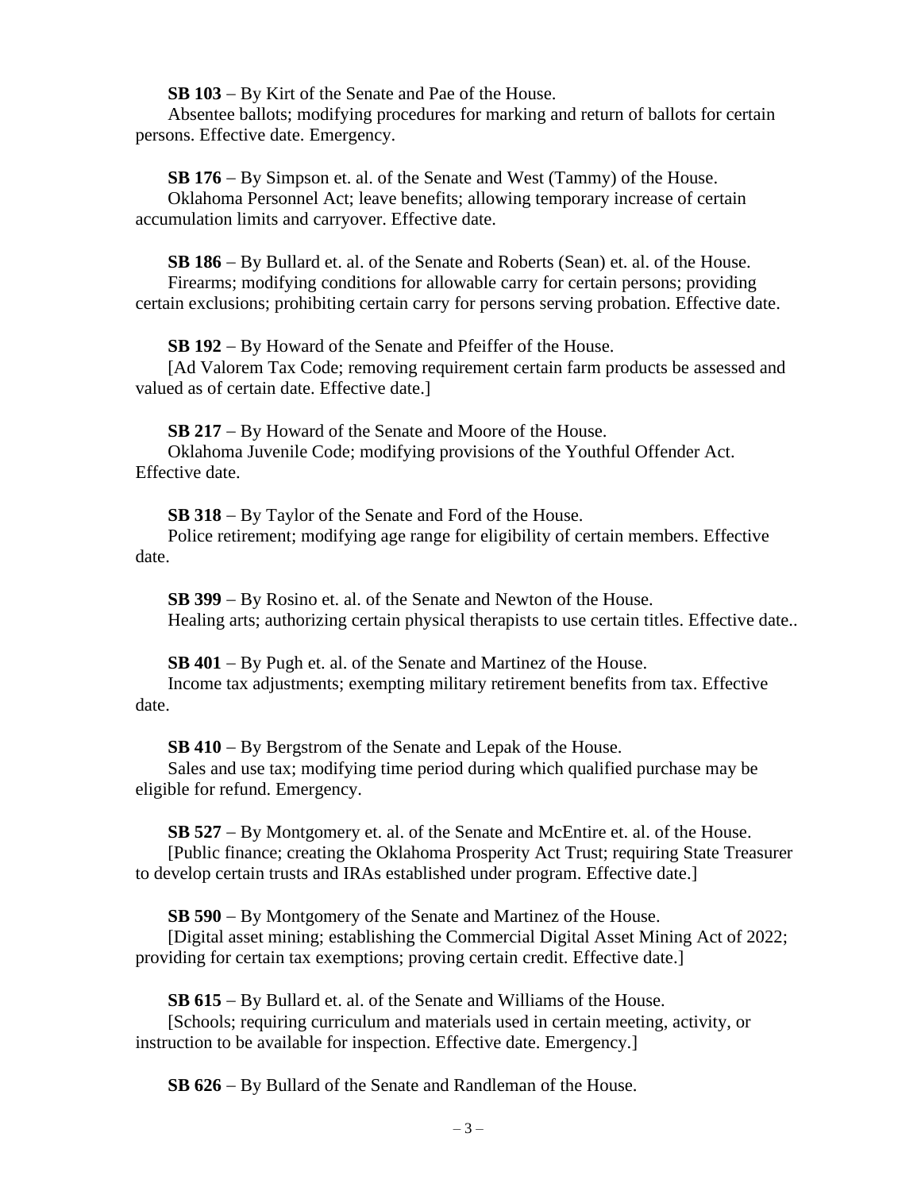**SB 103** – By Kirt of the Senate and Pae of the House.
Absentee ballots; modifying procedures for marking and return of ballots for certain persons. Effective date. Emergency.

**SB 176** – By Simpson et. al. of the Senate and West (Tammy) of the House.
Oklahoma Personnel Act; leave benefits; allowing temporary increase of certain accumulation limits and carryover. Effective date.

**SB 186** – By Bullard et. al. of the Senate and Roberts (Sean) et. al. of the House.
Firearms; modifying conditions for allowable carry for certain persons; providing certain exclusions; prohibiting certain carry for persons serving probation. Effective date.

**SB 192** – By Howard of the Senate and Pfeiffer of the House.
[Ad Valorem Tax Code; removing requirement certain farm products be assessed and valued as of certain date. Effective date.]

**SB 217** – By Howard of the Senate and Moore of the House.
Oklahoma Juvenile Code; modifying provisions of the Youthful Offender Act. Effective date.

**SB 318** – By Taylor of the Senate and Ford of the House.
Police retirement; modifying age range for eligibility of certain members. Effective date.

**SB 399** – By Rosino et. al. of the Senate and Newton of the House.
Healing arts; authorizing certain physical therapists to use certain titles. Effective date..

**SB 401** – By Pugh et. al. of the Senate and Martinez of the House.
Income tax adjustments; exempting military retirement benefits from tax. Effective date.

**SB 410** – By Bergstrom of the Senate and Lepak of the House.
Sales and use tax; modifying time period during which qualified purchase may be eligible for refund. Emergency.

**SB 527** – By Montgomery et. al. of the Senate and McEntire et. al. of the House.
[Public finance; creating the Oklahoma Prosperity Act Trust; requiring State Treasurer to develop certain trusts and IRAs established under program. Effective date.]

**SB 590** – By Montgomery of the Senate and Martinez of the House.
[Digital asset mining; establishing the Commercial Digital Asset Mining Act of 2022; providing for certain tax exemptions; proving certain credit. Effective date.]

**SB 615** – By Bullard et. al. of the Senate and Williams of the House.
[Schools; requiring curriculum and materials used in certain meeting, activity, or instruction to be available for inspection. Effective date. Emergency.]

**SB 626** – By Bullard of the Senate and Randleman of the House.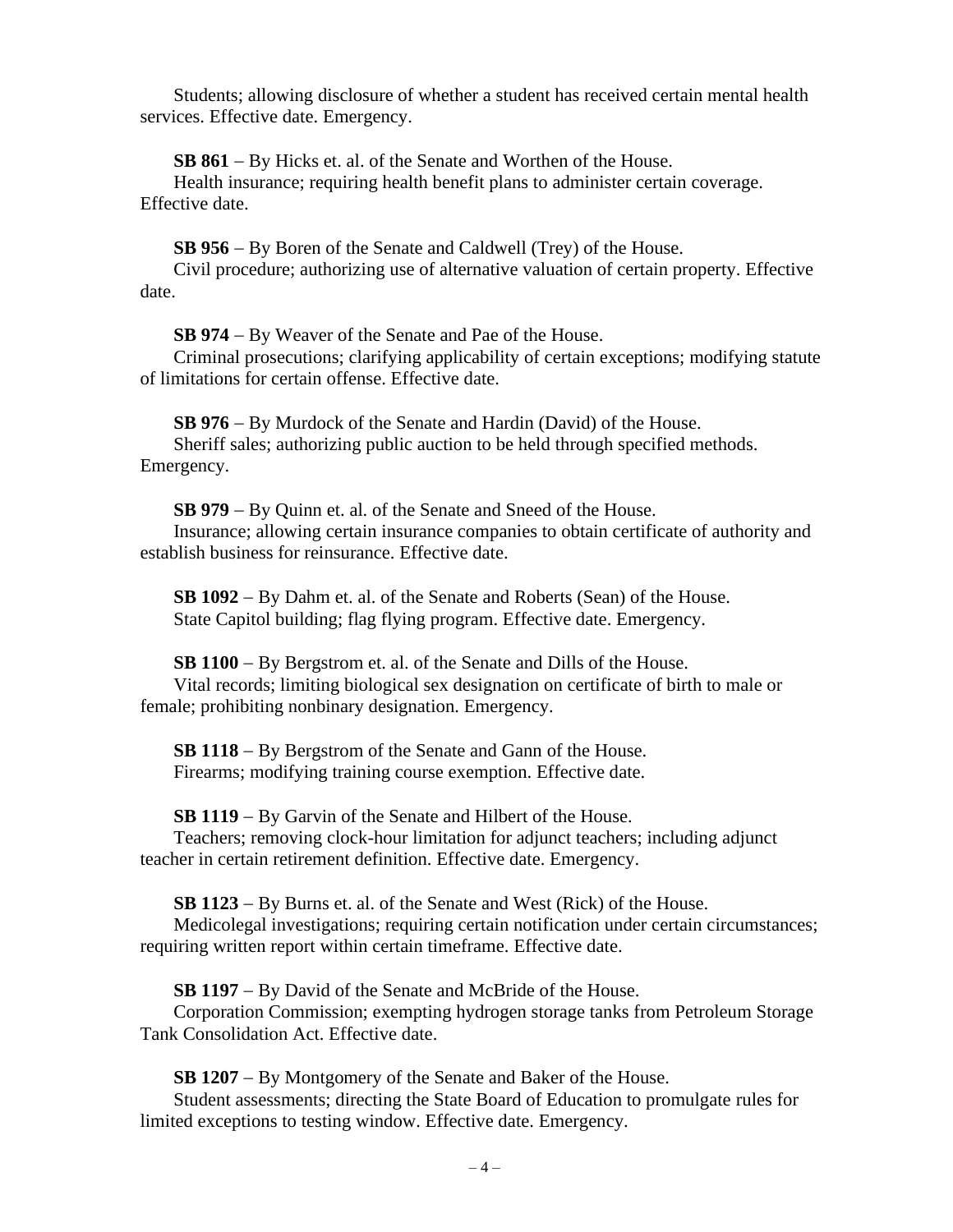Students; allowing disclosure of whether a student has received certain mental health services. Effective date. Emergency.

**SB 861** – By Hicks et. al. of the Senate and Worthen of the House.
Health insurance; requiring health benefit plans to administer certain coverage. Effective date.

**SB 956** – By Boren of the Senate and Caldwell (Trey) of the House.
Civil procedure; authorizing use of alternative valuation of certain property. Effective date.

**SB 974** – By Weaver of the Senate and Pae of the House.
Criminal prosecutions; clarifying applicability of certain exceptions; modifying statute of limitations for certain offense. Effective date.

**SB 976** – By Murdock of the Senate and Hardin (David) of the House.
Sheriff sales; authorizing public auction to be held through specified methods. Emergency.

**SB 979** – By Quinn et. al. of the Senate and Sneed of the House.
Insurance; allowing certain insurance companies to obtain certificate of authority and establish business for reinsurance. Effective date.

**SB 1092** – By Dahm et. al. of the Senate and Roberts (Sean) of the House.
State Capitol building; flag flying program. Effective date. Emergency.

**SB 1100** – By Bergstrom et. al. of the Senate and Dills of the House.
Vital records; limiting biological sex designation on certificate of birth to male or female; prohibiting nonbinary designation. Emergency.

**SB 1118** – By Bergstrom of the Senate and Gann of the House.
Firearms; modifying training course exemption. Effective date.

**SB 1119** – By Garvin of the Senate and Hilbert of the House.
Teachers; removing clock-hour limitation for adjunct teachers; including adjunct teacher in certain retirement definition. Effective date. Emergency.

**SB 1123** – By Burns et. al. of the Senate and West (Rick) of the House.
Medicolegal investigations; requiring certain notification under certain circumstances; requiring written report within certain timeframe. Effective date.

**SB 1197** – By David of the Senate and McBride of the House.
Corporation Commission; exempting hydrogen storage tanks from Petroleum Storage Tank Consolidation Act. Effective date.

**SB 1207** – By Montgomery of the Senate and Baker of the House.
Student assessments; directing the State Board of Education to promulgate rules for limited exceptions to testing window. Effective date. Emergency.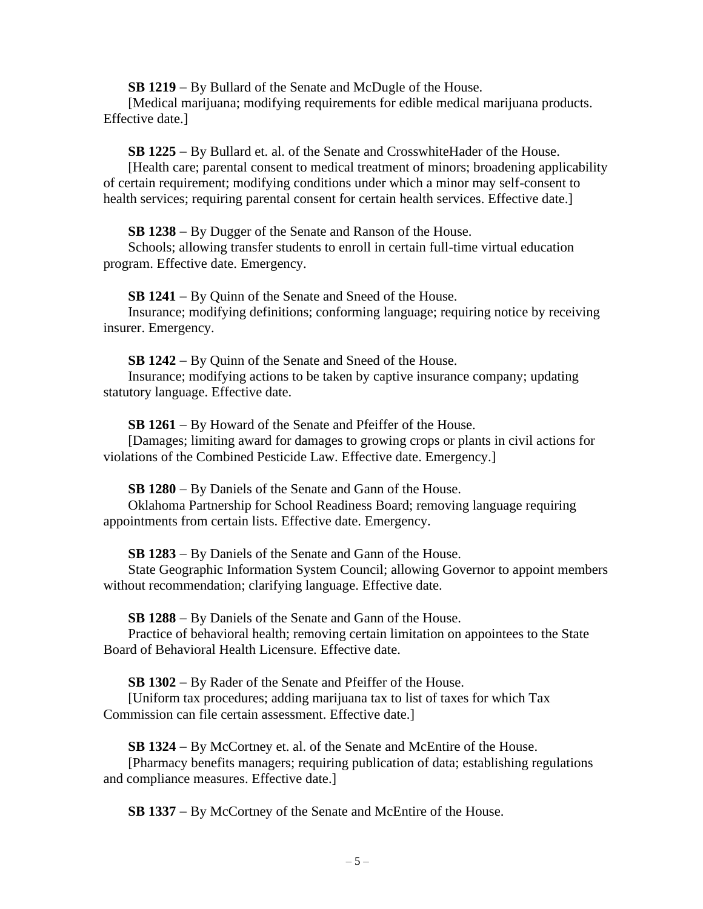**SB 1219** – By Bullard of the Senate and McDugle of the House.
[Medical marijuana; modifying requirements for edible medical marijuana products. Effective date.]

**SB 1225** – By Bullard et. al. of the Senate and CrosswhiteHader of the House.
[Health care; parental consent to medical treatment of minors; broadening applicability of certain requirement; modifying conditions under which a minor may self-consent to health services; requiring parental consent for certain health services. Effective date.]

**SB 1238** – By Dugger of the Senate and Ranson of the House.
Schools; allowing transfer students to enroll in certain full-time virtual education program. Effective date. Emergency.

**SB 1241** – By Quinn of the Senate and Sneed of the House.
Insurance; modifying definitions; conforming language; requiring notice by receiving insurer. Emergency.

**SB 1242** – By Quinn of the Senate and Sneed of the House.
Insurance; modifying actions to be taken by captive insurance company; updating statutory language. Effective date.

**SB 1261** – By Howard of the Senate and Pfeiffer of the House.
[Damages; limiting award for damages to growing crops or plants in civil actions for violations of the Combined Pesticide Law. Effective date. Emergency.]

**SB 1280** – By Daniels of the Senate and Gann of the House.
Oklahoma Partnership for School Readiness Board; removing language requiring appointments from certain lists. Effective date. Emergency.

**SB 1283** – By Daniels of the Senate and Gann of the House.
State Geographic Information System Council; allowing Governor to appoint members without recommendation; clarifying language. Effective date.

**SB 1288** – By Daniels of the Senate and Gann of the House.
Practice of behavioral health; removing certain limitation on appointees to the State Board of Behavioral Health Licensure. Effective date.

**SB 1302** – By Rader of the Senate and Pfeiffer of the House.
[Uniform tax procedures; adding marijuana tax to list of taxes for which Tax Commission can file certain assessment. Effective date.]

**SB 1324** – By McCortney et. al. of the Senate and McEntire of the House.
[Pharmacy benefits managers; requiring publication of data; establishing regulations and compliance measures. Effective date.]

**SB 1337** – By McCortney of the Senate and McEntire of the House.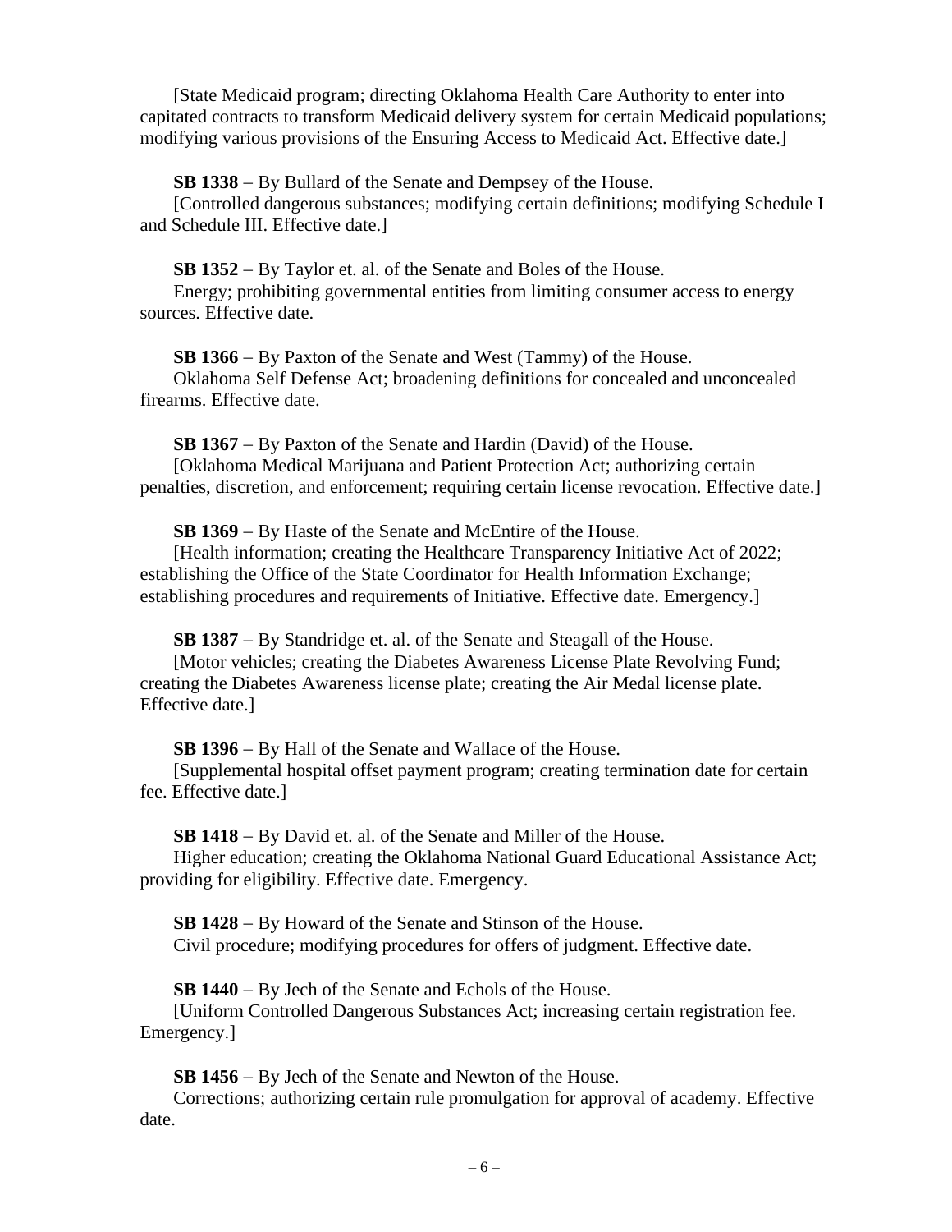[State Medicaid program; directing Oklahoma Health Care Authority to enter into capitated contracts to transform Medicaid delivery system for certain Medicaid populations; modifying various provisions of the Ensuring Access to Medicaid Act. Effective date.]

**SB 1338** – By Bullard of the Senate and Dempsey of the House.
[Controlled dangerous substances; modifying certain definitions; modifying Schedule I and Schedule III. Effective date.]

**SB 1352** – By Taylor et. al. of the Senate and Boles of the House.
Energy; prohibiting governmental entities from limiting consumer access to energy sources. Effective date.

**SB 1366** – By Paxton of the Senate and West (Tammy) of the House.
Oklahoma Self Defense Act; broadening definitions for concealed and unconcealed firearms. Effective date.

**SB 1367** – By Paxton of the Senate and Hardin (David) of the House.
[Oklahoma Medical Marijuana and Patient Protection Act; authorizing certain penalties, discretion, and enforcement; requiring certain license revocation. Effective date.]

**SB 1369** – By Haste of the Senate and McEntire of the House.
[Health information; creating the Healthcare Transparency Initiative Act of 2022; establishing the Office of the State Coordinator for Health Information Exchange; establishing procedures and requirements of Initiative. Effective date. Emergency.]

**SB 1387** – By Standridge et. al. of the Senate and Steagall of the House.
[Motor vehicles; creating the Diabetes Awareness License Plate Revolving Fund; creating the Diabetes Awareness license plate; creating the Air Medal license plate. Effective date.]

**SB 1396** – By Hall of the Senate and Wallace of the House.
[Supplemental hospital offset payment program; creating termination date for certain fee. Effective date.]

**SB 1418** – By David et. al. of the Senate and Miller of the House.
Higher education; creating the Oklahoma National Guard Educational Assistance Act; providing for eligibility. Effective date. Emergency.

**SB 1428** – By Howard of the Senate and Stinson of the House.
Civil procedure; modifying procedures for offers of judgment. Effective date.

**SB 1440** – By Jech of the Senate and Echols of the House.
[Uniform Controlled Dangerous Substances Act; increasing certain registration fee. Emergency.]

**SB 1456** – By Jech of the Senate and Newton of the House.
Corrections; authorizing certain rule promulgation for approval of academy. Effective date.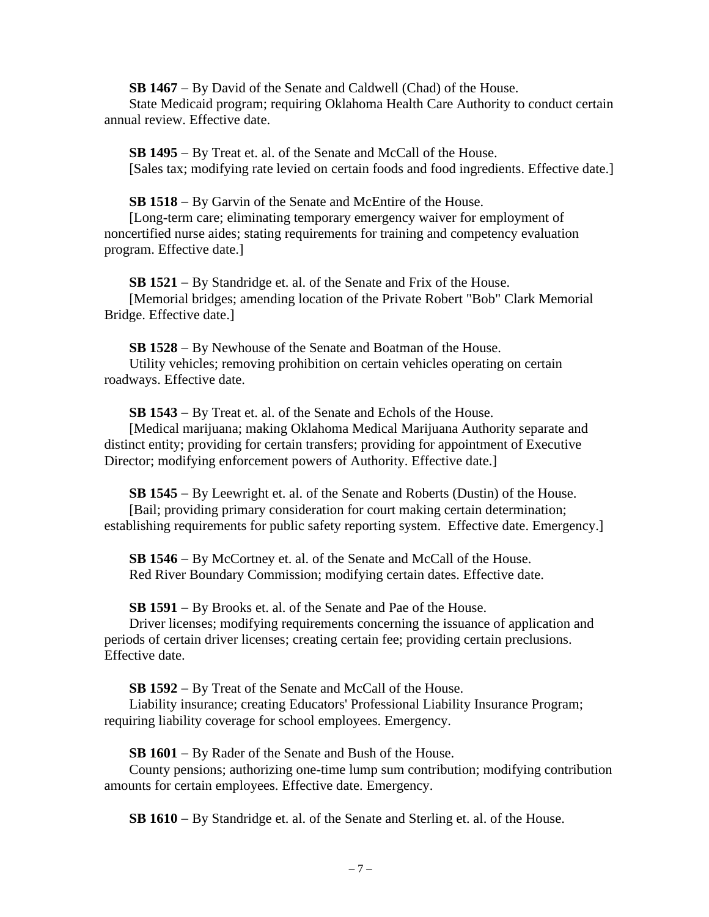**SB 1467** – By David of the Senate and Caldwell (Chad) of the House.
State Medicaid program; requiring Oklahoma Health Care Authority to conduct certain annual review. Effective date.

**SB 1495** – By Treat et. al. of the Senate and McCall of the House.
[Sales tax; modifying rate levied on certain foods and food ingredients. Effective date.]

**SB 1518** – By Garvin of the Senate and McEntire of the House.
[Long-term care; eliminating temporary emergency waiver for employment of noncertified nurse aides; stating requirements for training and competency evaluation program. Effective date.]

**SB 1521** – By Standridge et. al. of the Senate and Frix of the House.
[Memorial bridges; amending location of the Private Robert "Bob" Clark Memorial Bridge. Effective date.]

**SB 1528** – By Newhouse of the Senate and Boatman of the House.
Utility vehicles; removing prohibition on certain vehicles operating on certain roadways. Effective date.

**SB 1543** – By Treat et. al. of the Senate and Echols of the House.
[Medical marijuana; making Oklahoma Medical Marijuana Authority separate and distinct entity; providing for certain transfers; providing for appointment of Executive Director; modifying enforcement powers of Authority. Effective date.]

**SB 1545** – By Leewright et. al. of the Senate and Roberts (Dustin) of the House.
[Bail; providing primary consideration for court making certain determination; establishing requirements for public safety reporting system. Effective date. Emergency.]

**SB 1546** – By McCortney et. al. of the Senate and McCall of the House.
Red River Boundary Commission; modifying certain dates. Effective date.

**SB 1591** – By Brooks et. al. of the Senate and Pae of the House.
Driver licenses; modifying requirements concerning the issuance of application and periods of certain driver licenses; creating certain fee; providing certain preclusions. Effective date.

**SB 1592** – By Treat of the Senate and McCall of the House.
Liability insurance; creating Educators' Professional Liability Insurance Program; requiring liability coverage for school employees. Emergency.

**SB 1601** – By Rader of the Senate and Bush of the House.
County pensions; authorizing one-time lump sum contribution; modifying contribution amounts for certain employees. Effective date. Emergency.

**SB 1610** – By Standridge et. al. of the Senate and Sterling et. al. of the House.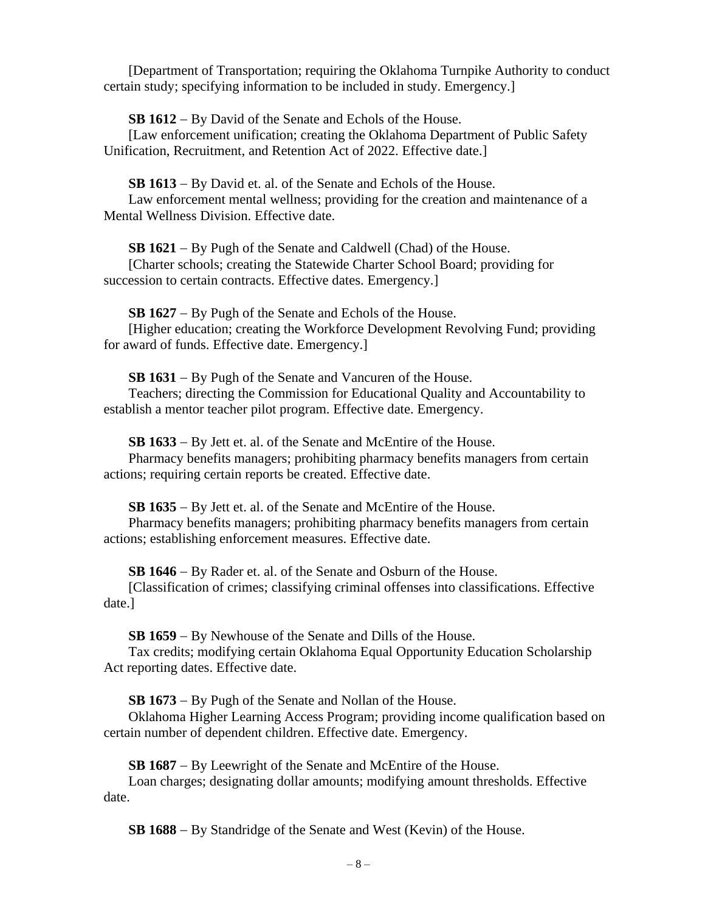[Department of Transportation; requiring the Oklahoma Turnpike Authority to conduct certain study; specifying information to be included in study. Emergency.]

**SB 1612** – By David of the Senate and Echols of the House.
[Law enforcement unification; creating the Oklahoma Department of Public Safety Unification, Recruitment, and Retention Act of 2022. Effective date.]

**SB 1613** – By David et. al. of the Senate and Echols of the House.
Law enforcement mental wellness; providing for the creation and maintenance of a Mental Wellness Division. Effective date.

**SB 1621** – By Pugh of the Senate and Caldwell (Chad) of the House.
[Charter schools; creating the Statewide Charter School Board; providing for succession to certain contracts. Effective dates. Emergency.]

**SB 1627** – By Pugh of the Senate and Echols of the House.
[Higher education; creating the Workforce Development Revolving Fund; providing for award of funds. Effective date. Emergency.]

**SB 1631** – By Pugh of the Senate and Vancuren of the House.
Teachers; directing the Commission for Educational Quality and Accountability to establish a mentor teacher pilot program. Effective date. Emergency.

**SB 1633** – By Jett et. al. of the Senate and McEntire of the House.
Pharmacy benefits managers; prohibiting pharmacy benefits managers from certain actions; requiring certain reports be created. Effective date.

**SB 1635** – By Jett et. al. of the Senate and McEntire of the House.
Pharmacy benefits managers; prohibiting pharmacy benefits managers from certain actions; establishing enforcement measures. Effective date.

**SB 1646** – By Rader et. al. of the Senate and Osburn of the House.
[Classification of crimes; classifying criminal offenses into classifications. Effective date.]

**SB 1659** – By Newhouse of the Senate and Dills of the House.
Tax credits; modifying certain Oklahoma Equal Opportunity Education Scholarship Act reporting dates. Effective date.

**SB 1673** – By Pugh of the Senate and Nollan of the House.
Oklahoma Higher Learning Access Program; providing income qualification based on certain number of dependent children. Effective date. Emergency.

**SB 1687** – By Leewright of the Senate and McEntire of the House.
Loan charges; designating dollar amounts; modifying amount thresholds. Effective date.

**SB 1688** – By Standridge of the Senate and West (Kevin) of the House.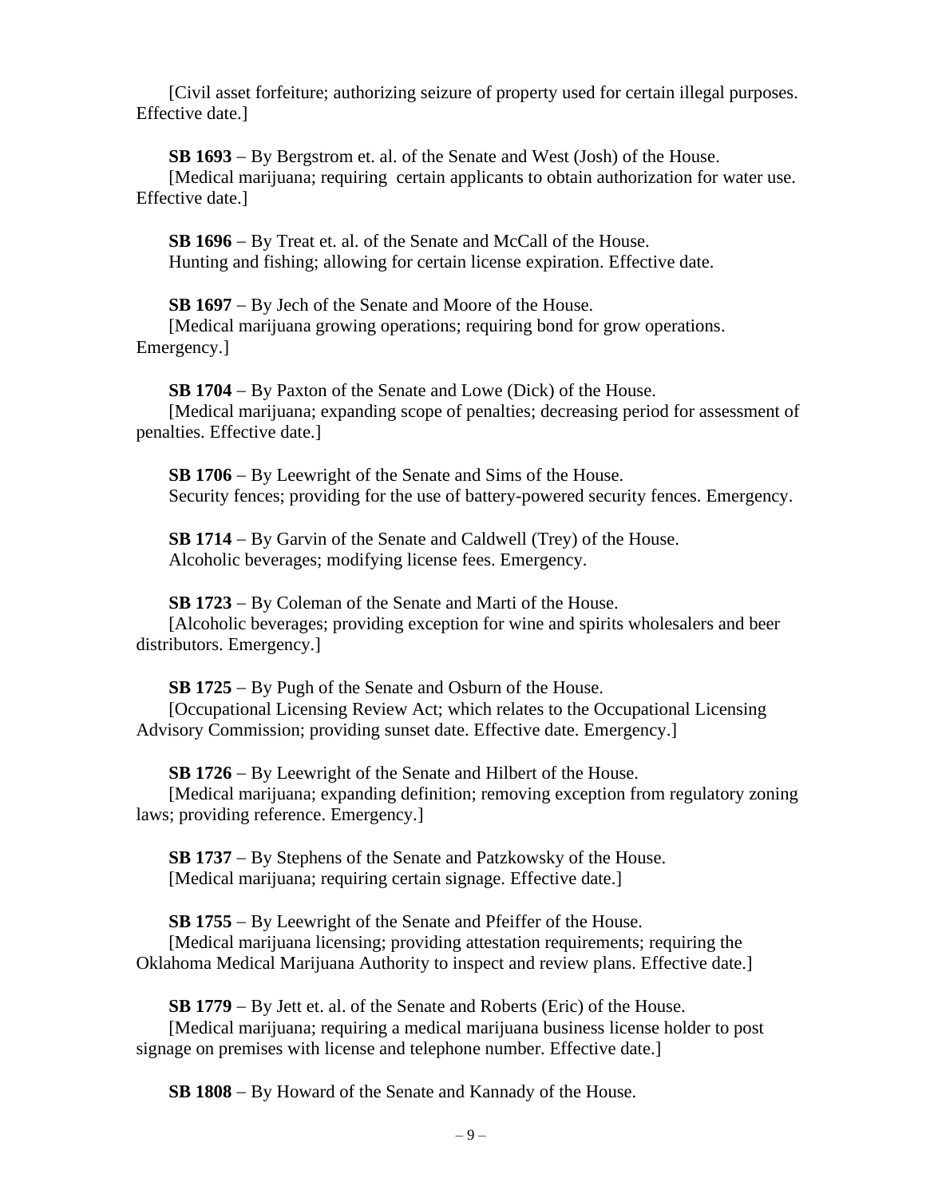[Civil asset forfeiture; authorizing seizure of property used for certain illegal purposes. Effective date.]

**SB 1693** – By Bergstrom et. al. of the Senate and West (Josh) of the House.
[Medical marijuana; requiring certain applicants to obtain authorization for water use. Effective date.]

**SB 1696** – By Treat et. al. of the Senate and McCall of the House.
Hunting and fishing; allowing for certain license expiration. Effective date.

**SB 1697** – By Jech of the Senate and Moore of the House.
[Medical marijuana growing operations; requiring bond for grow operations. Emergency.]

**SB 1704** – By Paxton of the Senate and Lowe (Dick) of the House.
[Medical marijuana; expanding scope of penalties; decreasing period for assessment of penalties. Effective date.]

**SB 1706** – By Leewright of the Senate and Sims of the House.
Security fences; providing for the use of battery-powered security fences. Emergency.

**SB 1714** – By Garvin of the Senate and Caldwell (Trey) of the House.
Alcoholic beverages; modifying license fees. Emergency.

**SB 1723** – By Coleman of the Senate and Marti of the House.
[Alcoholic beverages; providing exception for wine and spirits wholesalers and beer distributors. Emergency.]

**SB 1725** – By Pugh of the Senate and Osburn of the House.
[Occupational Licensing Review Act; which relates to the Occupational Licensing Advisory Commission; providing sunset date. Effective date. Emergency.]

**SB 1726** – By Leewright of the Senate and Hilbert of the House.
[Medical marijuana; expanding definition; removing exception from regulatory zoning laws; providing reference. Emergency.]

**SB 1737** – By Stephens of the Senate and Patzkowsky of the House.
[Medical marijuana; requiring certain signage. Effective date.]

**SB 1755** – By Leewright of the Senate and Pfeiffer of the House.
[Medical marijuana licensing; providing attestation requirements; requiring the Oklahoma Medical Marijuana Authority to inspect and review plans. Effective date.]

**SB 1779** – By Jett et. al. of the Senate and Roberts (Eric) of the House.
[Medical marijuana; requiring a medical marijuana business license holder to post signage on premises with license and telephone number. Effective date.]

**SB 1808** – By Howard of the Senate and Kannady of the House.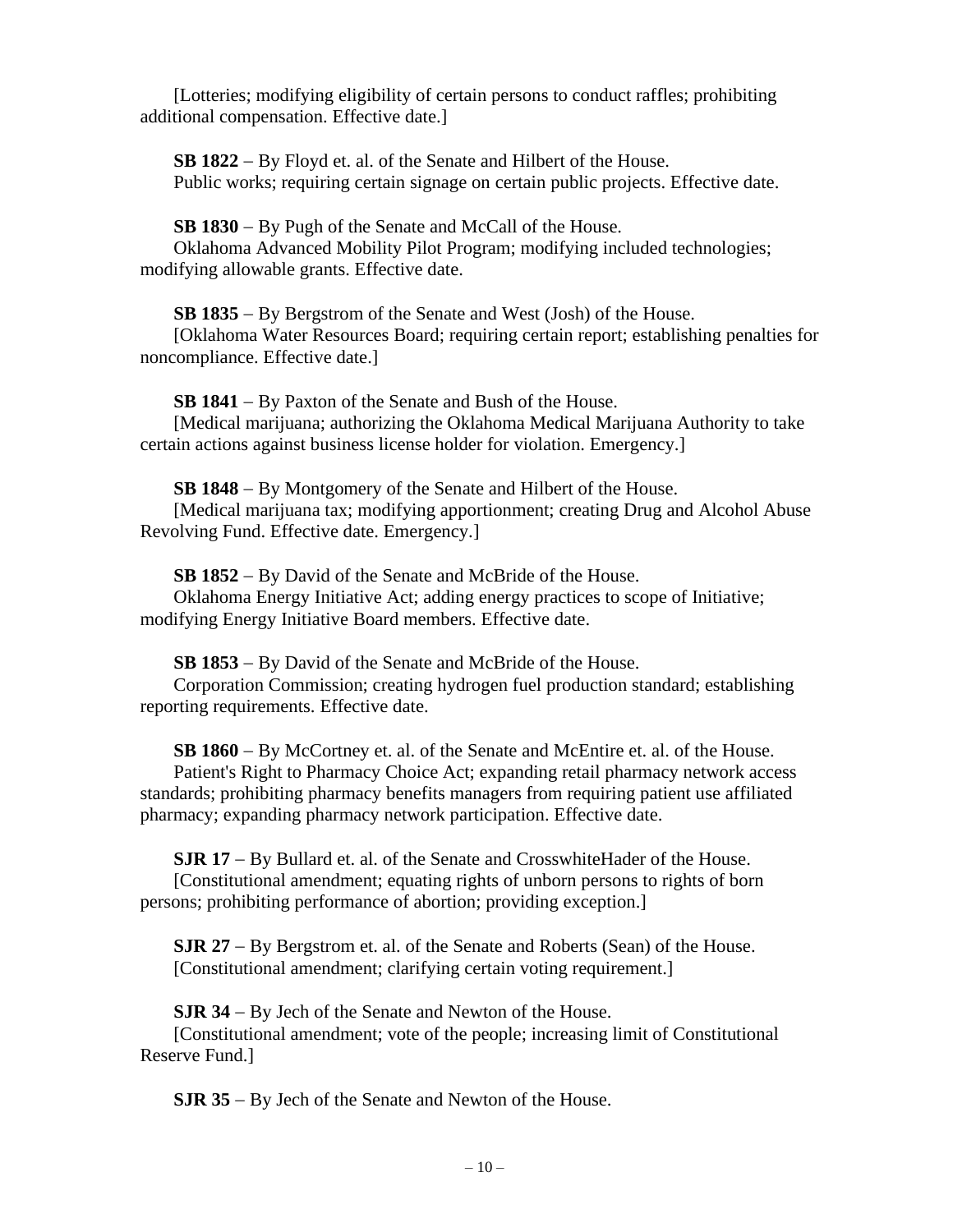[Lotteries; modifying eligibility of certain persons to conduct raffles; prohibiting additional compensation. Effective date.]

**SB 1822** – By Floyd et. al. of the Senate and Hilbert of the House.
Public works; requiring certain signage on certain public projects. Effective date.

**SB 1830** – By Pugh of the Senate and McCall of the House.
Oklahoma Advanced Mobility Pilot Program; modifying included technologies; modifying allowable grants. Effective date.

**SB 1835** – By Bergstrom of the Senate and West (Josh) of the House.
[Oklahoma Water Resources Board; requiring certain report; establishing penalties for noncompliance. Effective date.]

**SB 1841** – By Paxton of the Senate and Bush of the House.
[Medical marijuana; authorizing the Oklahoma Medical Marijuana Authority to take certain actions against business license holder for violation. Emergency.]

**SB 1848** – By Montgomery of the Senate and Hilbert of the House.
[Medical marijuana tax; modifying apportionment; creating Drug and Alcohol Abuse Revolving Fund. Effective date. Emergency.]

**SB 1852** – By David of the Senate and McBride of the House.
Oklahoma Energy Initiative Act; adding energy practices to scope of Initiative; modifying Energy Initiative Board members. Effective date.

**SB 1853** – By David of the Senate and McBride of the House.
Corporation Commission; creating hydrogen fuel production standard; establishing reporting requirements. Effective date.

**SB 1860** – By McCortney et. al. of the Senate and McEntire et. al. of the House.
Patient's Right to Pharmacy Choice Act; expanding retail pharmacy network access standards; prohibiting pharmacy benefits managers from requiring patient use affiliated pharmacy; expanding pharmacy network participation. Effective date.

**SJR 17** – By Bullard et. al. of the Senate and CrosswhiteHader of the House.
[Constitutional amendment; equating rights of unborn persons to rights of born persons; prohibiting performance of abortion; providing exception.]

**SJR 27** – By Bergstrom et. al. of the Senate and Roberts (Sean) of the House.
[Constitutional amendment; clarifying certain voting requirement.]

**SJR 34** – By Jech of the Senate and Newton of the House.
[Constitutional amendment; vote of the people; increasing limit of Constitutional Reserve Fund.]

**SJR 35** – By Jech of the Senate and Newton of the House.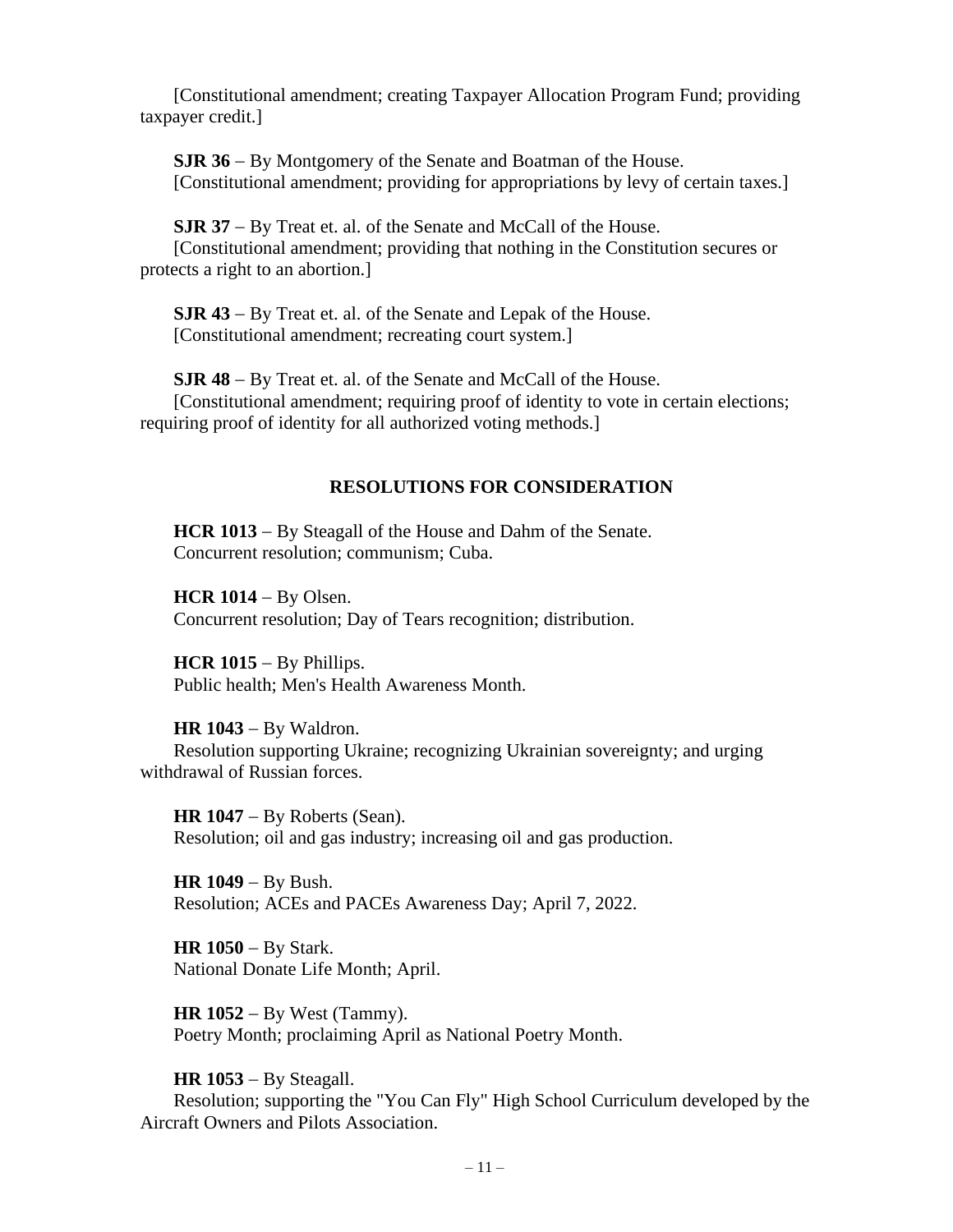[Constitutional amendment; creating Taxpayer Allocation Program Fund; providing taxpayer credit.]

**SJR 36** – By Montgomery of the Senate and Boatman of the House.
[Constitutional amendment; providing for appropriations by levy of certain taxes.]

**SJR 37** – By Treat et. al. of the Senate and McCall of the House.
[Constitutional amendment; providing that nothing in the Constitution secures or protects a right to an abortion.]

**SJR 43** – By Treat et. al. of the Senate and Lepak of the House.
[Constitutional amendment; recreating court system.]

**SJR 48** – By Treat et. al. of the Senate and McCall of the House.
[Constitutional amendment; requiring proof of identity to vote in certain elections; requiring proof of identity for all authorized voting methods.]

## RESOLUTIONS FOR CONSIDERATION

**HCR 1013** – By Steagall of the House and Dahm of the Senate.
Concurrent resolution; communism; Cuba.

**HCR 1014** – By Olsen.
Concurrent resolution; Day of Tears recognition; distribution.

**HCR 1015** – By Phillips.
Public health; Men's Health Awareness Month.

**HR 1043** – By Waldron.
Resolution supporting Ukraine; recognizing Ukrainian sovereignty; and urging withdrawal of Russian forces.

**HR 1047** – By Roberts (Sean).
Resolution; oil and gas industry; increasing oil and gas production.

**HR 1049** – By Bush.
Resolution; ACEs and PACEs Awareness Day; April 7, 2022.

**HR 1050** – By Stark.
National Donate Life Month; April.

**HR 1052** – By West (Tammy).
Poetry Month; proclaiming April as National Poetry Month.

**HR 1053** – By Steagall.
Resolution; supporting the "You Can Fly" High School Curriculum developed by the Aircraft Owners and Pilots Association.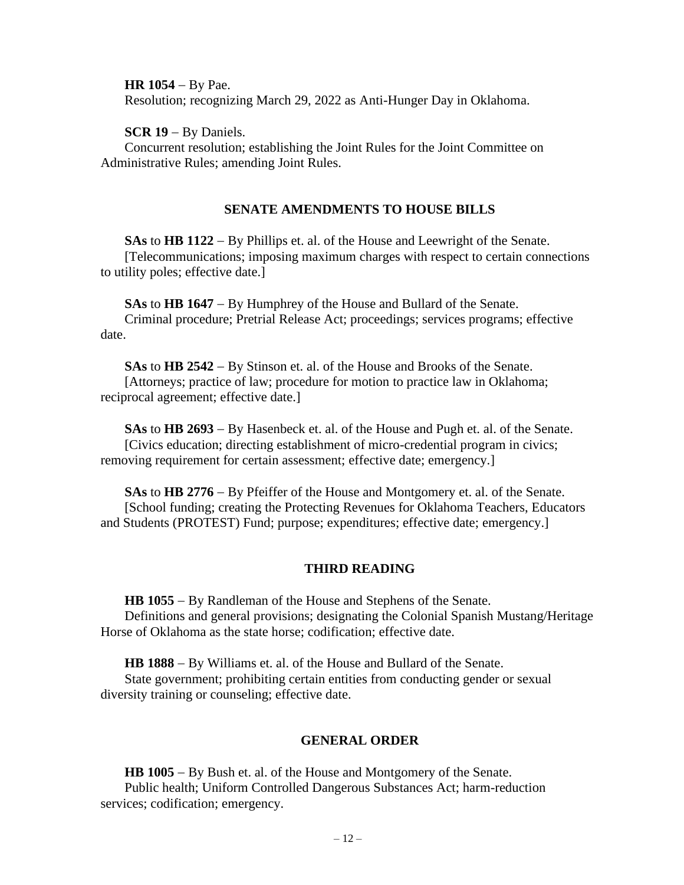**HR 1054** – By Pae.

Resolution; recognizing March 29, 2022 as Anti-Hunger Day in Oklahoma.

**SCR 19** – By Daniels.

Concurrent resolution; establishing the Joint Rules for the Joint Committee on Administrative Rules; amending Joint Rules.

## SENATE AMENDMENTS TO HOUSE BILLS

**SAs** to **HB 1122** – By Phillips et. al. of the House and Leewright of the Senate.

[Telecommunications; imposing maximum charges with respect to certain connections to utility poles; effective date.]

**SAs** to **HB 1647** – By Humphrey of the House and Bullard of the Senate.

Criminal procedure; Pretrial Release Act; proceedings; services programs; effective date.

**SAs** to **HB 2542** – By Stinson et. al. of the House and Brooks of the Senate.

[Attorneys; practice of law; procedure for motion to practice law in Oklahoma; reciprocal agreement; effective date.]

**SAs** to **HB 2693** – By Hasenbeck et. al. of the House and Pugh et. al. of the Senate.

[Civics education; directing establishment of micro-credential program in civics; removing requirement for certain assessment; effective date; emergency.]

**SAs** to **HB 2776** – By Pfeiffer of the House and Montgomery et. al. of the Senate.

[School funding; creating the Protecting Revenues for Oklahoma Teachers, Educators and Students (PROTEST) Fund; purpose; expenditures; effective date; emergency.]

## THIRD READING

**HB 1055** – By Randleman of the House and Stephens of the Senate.

Definitions and general provisions; designating the Colonial Spanish Mustang/Heritage Horse of Oklahoma as the state horse; codification; effective date.

**HB 1888** – By Williams et. al. of the House and Bullard of the Senate.

State government; prohibiting certain entities from conducting gender or sexual diversity training or counseling; effective date.

## GENERAL ORDER

**HB 1005** – By Bush et. al. of the House and Montgomery of the Senate.

Public health; Uniform Controlled Dangerous Substances Act; harm-reduction services; codification; emergency.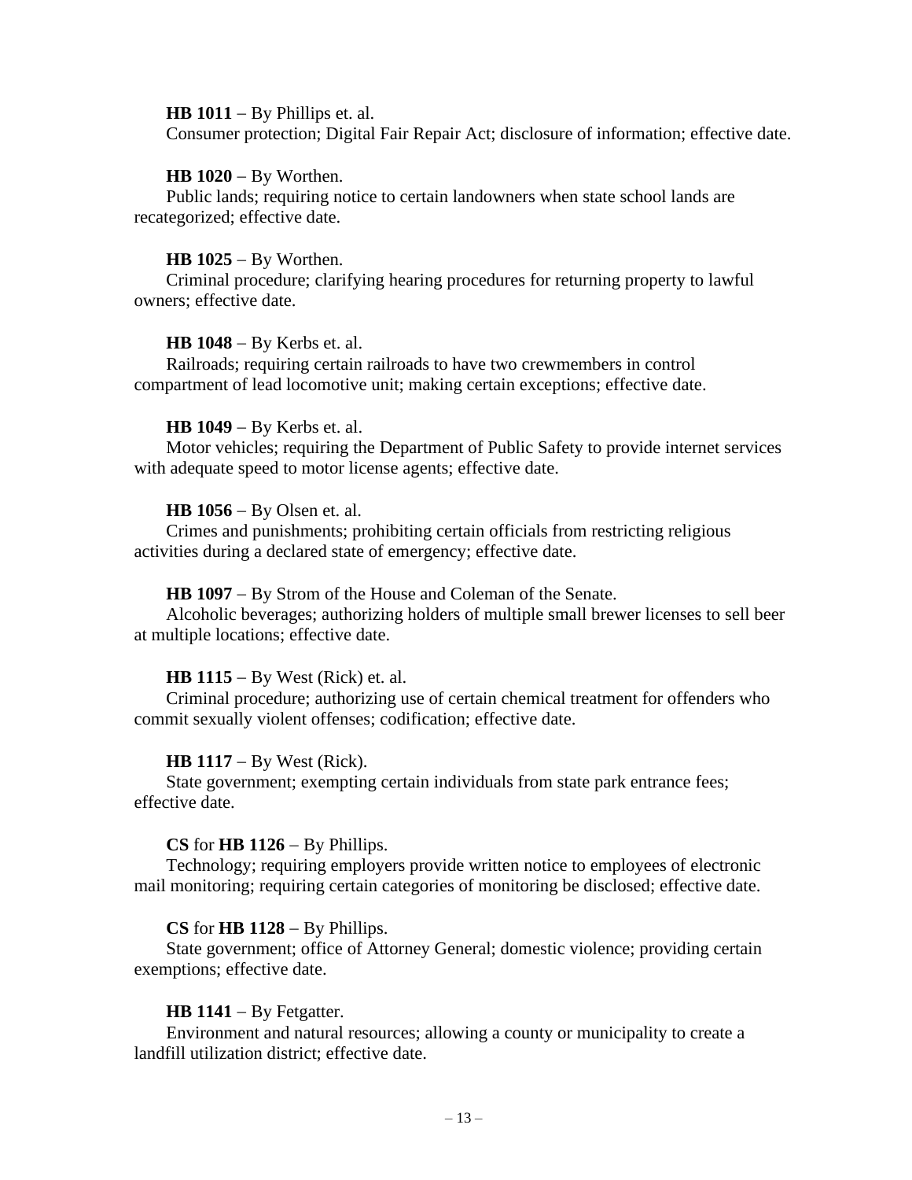**HB 1011** − By Phillips et. al.

Consumer protection; Digital Fair Repair Act; disclosure of information; effective date.

**HB 1020** − By Worthen.

Public lands; requiring notice to certain landowners when state school lands are recategorized; effective date.

**HB 1025** − By Worthen.

Criminal procedure; clarifying hearing procedures for returning property to lawful owners; effective date.

**HB 1048** − By Kerbs et. al.

Railroads; requiring certain railroads to have two crewmembers in control compartment of lead locomotive unit; making certain exceptions; effective date.

**HB 1049** − By Kerbs et. al.

Motor vehicles; requiring the Department of Public Safety to provide internet services with adequate speed to motor license agents; effective date.

**HB 1056** − By Olsen et. al.

Crimes and punishments; prohibiting certain officials from restricting religious activities during a declared state of emergency; effective date.

**HB 1097** − By Strom of the House and Coleman of the Senate.

Alcoholic beverages; authorizing holders of multiple small brewer licenses to sell beer at multiple locations; effective date.

**HB 1115** − By West (Rick) et. al.

Criminal procedure; authorizing use of certain chemical treatment for offenders who commit sexually violent offenses; codification; effective date.

**HB 1117** − By West (Rick).

State government; exempting certain individuals from state park entrance fees; effective date.

**CS** for **HB 1126** − By Phillips.

Technology; requiring employers provide written notice to employees of electronic mail monitoring; requiring certain categories of monitoring be disclosed; effective date.

**CS** for **HB 1128** − By Phillips.

State government; office of Attorney General; domestic violence; providing certain exemptions; effective date.

**HB 1141** − By Fetgatter.

Environment and natural resources; allowing a county or municipality to create a landfill utilization district; effective date.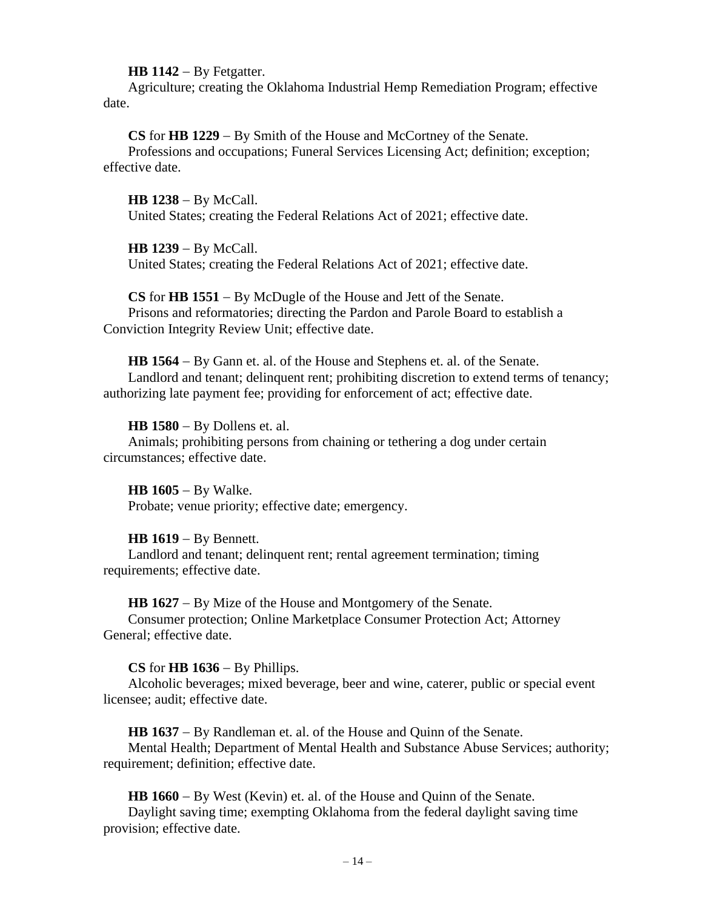**HB 1142** – By Fetgatter.
Agriculture; creating the Oklahoma Industrial Hemp Remediation Program; effective date.

**CS** for **HB 1229** – By Smith of the House and McCortney of the Senate.
Professions and occupations; Funeral Services Licensing Act; definition; exception; effective date.

**HB 1238** – By McCall.
United States; creating the Federal Relations Act of 2021; effective date.

**HB 1239** – By McCall.
United States; creating the Federal Relations Act of 2021; effective date.

**CS** for **HB 1551** – By McDugle of the House and Jett of the Senate.
Prisons and reformatories; directing the Pardon and Parole Board to establish a Conviction Integrity Review Unit; effective date.

**HB 1564** – By Gann et. al. of the House and Stephens et. al. of the Senate.
Landlord and tenant; delinquent rent; prohibiting discretion to extend terms of tenancy; authorizing late payment fee; providing for enforcement of act; effective date.

**HB 1580** – By Dollens et. al.
Animals; prohibiting persons from chaining or tethering a dog under certain circumstances; effective date.

**HB 1605** – By Walke.
Probate; venue priority; effective date; emergency.

**HB 1619** – By Bennett.
Landlord and tenant; delinquent rent; rental agreement termination; timing requirements; effective date.

**HB 1627** – By Mize of the House and Montgomery of the Senate.
Consumer protection; Online Marketplace Consumer Protection Act; Attorney General; effective date.

**CS** for **HB 1636** – By Phillips.
Alcoholic beverages; mixed beverage, beer and wine, caterer, public or special event licensee; audit; effective date.

**HB 1637** – By Randleman et. al. of the House and Quinn of the Senate.
Mental Health; Department of Mental Health and Substance Abuse Services; authority; requirement; definition; effective date.

**HB 1660** – By West (Kevin) et. al. of the House and Quinn of the Senate.
Daylight saving time; exempting Oklahoma from the federal daylight saving time provision; effective date.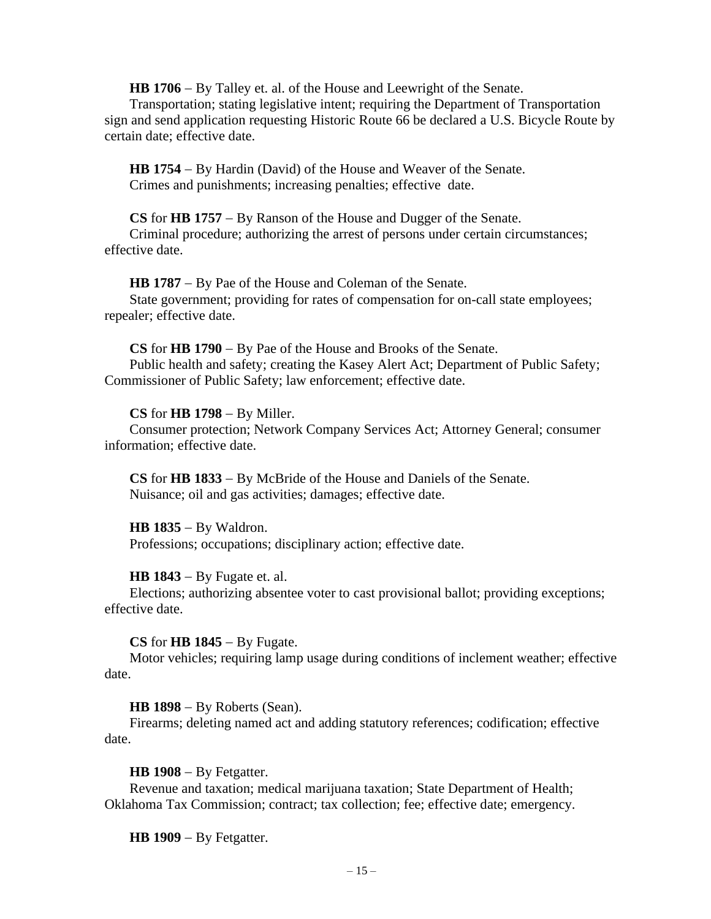**HB 1706** – By Talley et. al. of the House and Leewright of the Senate.
Transportation; stating legislative intent; requiring the Department of Transportation sign and send application requesting Historic Route 66 be declared a U.S. Bicycle Route by certain date; effective date.

**HB 1754** – By Hardin (David) of the House and Weaver of the Senate.
Crimes and punishments; increasing penalties; effective date.

**CS** for **HB 1757** – By Ranson of the House and Dugger of the Senate.
Criminal procedure; authorizing the arrest of persons under certain circumstances; effective date.

**HB 1787** – By Pae of the House and Coleman of the Senate.
State government; providing for rates of compensation for on-call state employees; repealer; effective date.

**CS** for **HB 1790** – By Pae of the House and Brooks of the Senate.
Public health and safety; creating the Kasey Alert Act; Department of Public Safety; Commissioner of Public Safety; law enforcement; effective date.

**CS** for **HB 1798** – By Miller.
Consumer protection; Network Company Services Act; Attorney General; consumer information; effective date.

**CS** for **HB 1833** – By McBride of the House and Daniels of the Senate.
Nuisance; oil and gas activities; damages; effective date.

**HB 1835** – By Waldron.
Professions; occupations; disciplinary action; effective date.

**HB 1843** – By Fugate et. al.
Elections; authorizing absentee voter to cast provisional ballot; providing exceptions; effective date.

**CS** for **HB 1845** – By Fugate.
Motor vehicles; requiring lamp usage during conditions of inclement weather; effective date.

**HB 1898** – By Roberts (Sean).
Firearms; deleting named act and adding statutory references; codification; effective date.

**HB 1908** – By Fetgatter.
Revenue and taxation; medical marijuana taxation; State Department of Health; Oklahoma Tax Commission; contract; tax collection; fee; effective date; emergency.

**HB 1909** – By Fetgatter.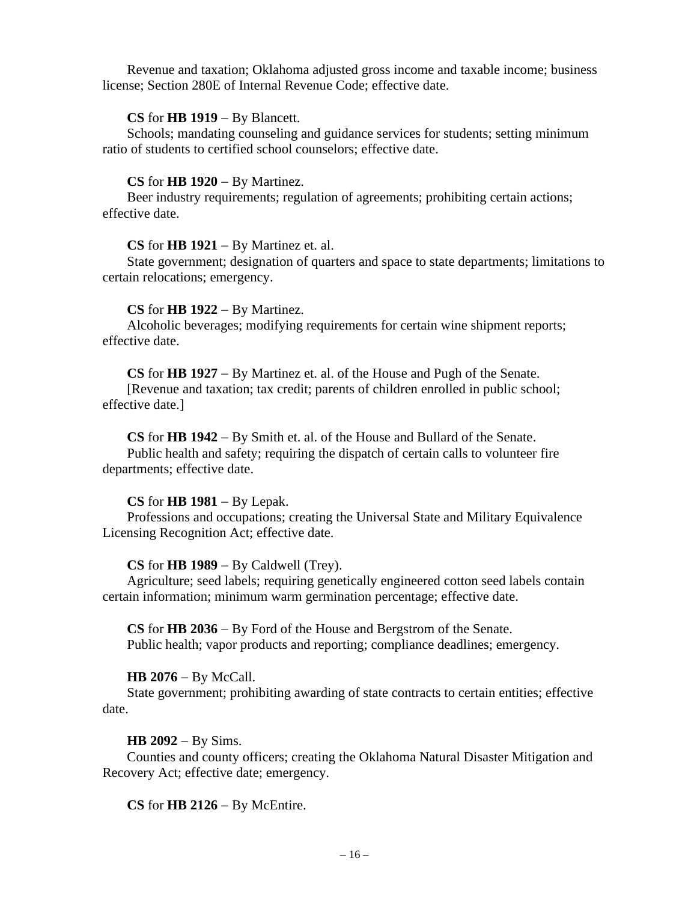Revenue and taxation; Oklahoma adjusted gross income and taxable income; business license; Section 280E of Internal Revenue Code; effective date.

**CS** for **HB 1919** – By Blancett.
Schools; mandating counseling and guidance services for students; setting minimum ratio of students to certified school counselors; effective date.

**CS** for **HB 1920** – By Martinez.
Beer industry requirements; regulation of agreements; prohibiting certain actions; effective date.

**CS** for **HB 1921** – By Martinez et. al.
State government; designation of quarters and space to state departments; limitations to certain relocations; emergency.

**CS** for **HB 1922** – By Martinez.
Alcoholic beverages; modifying requirements for certain wine shipment reports; effective date.

**CS** for **HB 1927** – By Martinez et. al. of the House and Pugh of the Senate.
[Revenue and taxation; tax credit; parents of children enrolled in public school; effective date.]

**CS** for **HB 1942** – By Smith et. al. of the House and Bullard of the Senate.
Public health and safety; requiring the dispatch of certain calls to volunteer fire departments; effective date.

**CS** for **HB 1981** – By Lepak.
Professions and occupations; creating the Universal State and Military Equivalence Licensing Recognition Act; effective date.

**CS** for **HB 1989** – By Caldwell (Trey).
Agriculture; seed labels; requiring genetically engineered cotton seed labels contain certain information; minimum warm germination percentage; effective date.

**CS** for **HB 2036** – By Ford of the House and Bergstrom of the Senate.
Public health; vapor products and reporting; compliance deadlines; emergency.

**HB 2076** – By McCall.
State government; prohibiting awarding of state contracts to certain entities; effective date.

**HB 2092** – By Sims.
Counties and county officers; creating the Oklahoma Natural Disaster Mitigation and Recovery Act; effective date; emergency.

**CS** for **HB 2126** – By McEntire.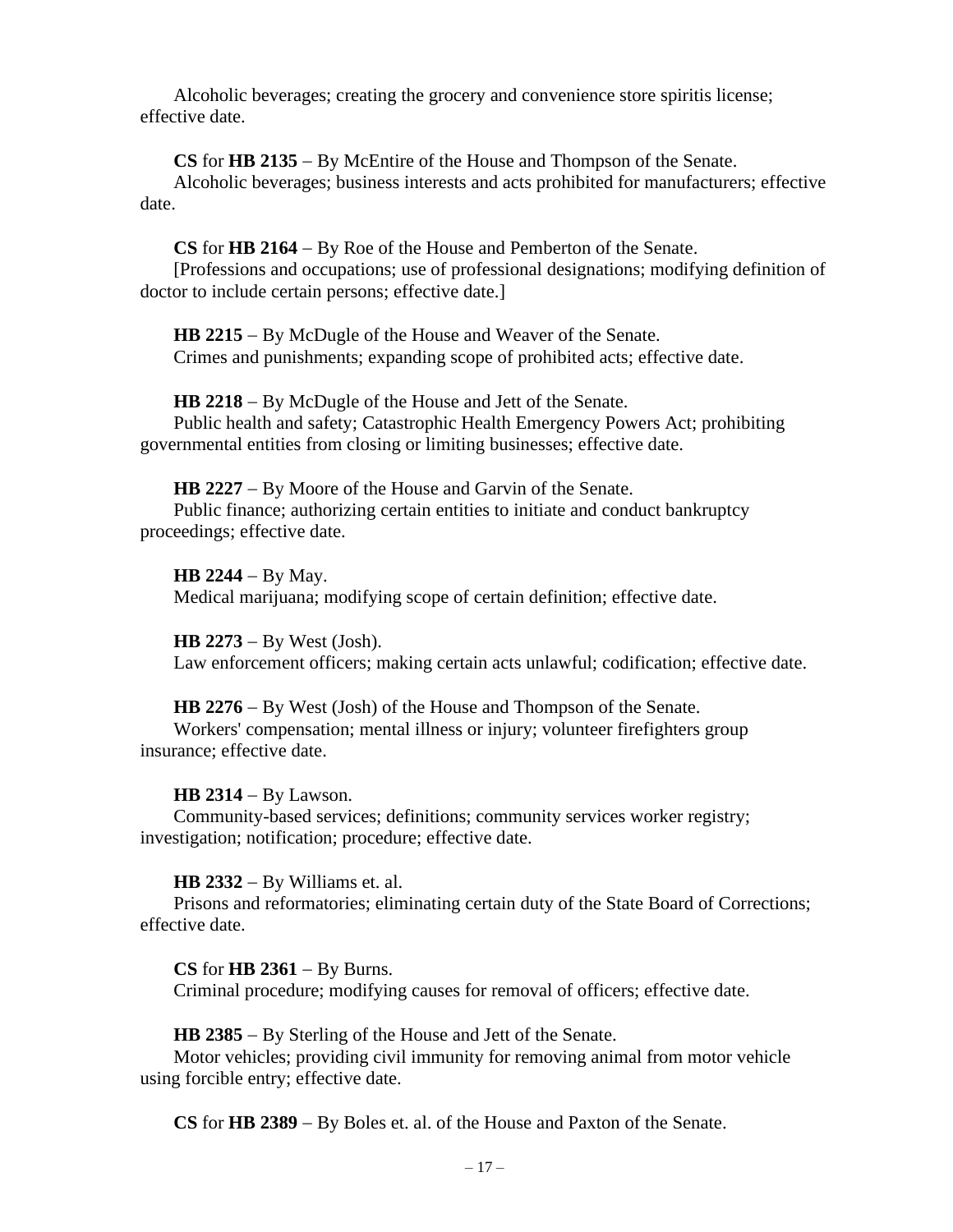Alcoholic beverages; creating the grocery and convenience store spiritis license; effective date.

**CS** for **HB 2135** – By McEntire of the House and Thompson of the Senate.
Alcoholic beverages; business interests and acts prohibited for manufacturers; effective date.

**CS** for **HB 2164** – By Roe of the House and Pemberton of the Senate.
[Professions and occupations; use of professional designations; modifying definition of doctor to include certain persons; effective date.]

**HB 2215** – By McDugle of the House and Weaver of the Senate.
Crimes and punishments; expanding scope of prohibited acts; effective date.

**HB 2218** – By McDugle of the House and Jett of the Senate.
Public health and safety; Catastrophic Health Emergency Powers Act; prohibiting governmental entities from closing or limiting businesses; effective date.

**HB 2227** – By Moore of the House and Garvin of the Senate.
Public finance; authorizing certain entities to initiate and conduct bankruptcy proceedings; effective date.

**HB 2244** – By May.
Medical marijuana; modifying scope of certain definition; effective date.

**HB 2273** – By West (Josh).
Law enforcement officers; making certain acts unlawful; codification; effective date.

**HB 2276** – By West (Josh) of the House and Thompson of the Senate.
Workers' compensation; mental illness or injury; volunteer firefighters group insurance; effective date.

**HB 2314** – By Lawson.
Community-based services; definitions; community services worker registry; investigation; notification; procedure; effective date.

**HB 2332** – By Williams et. al.
Prisons and reformatories; eliminating certain duty of the State Board of Corrections; effective date.

**CS** for **HB 2361** – By Burns.
Criminal procedure; modifying causes for removal of officers; effective date.

**HB 2385** – By Sterling of the House and Jett of the Senate.
Motor vehicles; providing civil immunity for removing animal from motor vehicle using forcible entry; effective date.

**CS** for **HB 2389** – By Boles et. al. of the House and Paxton of the Senate.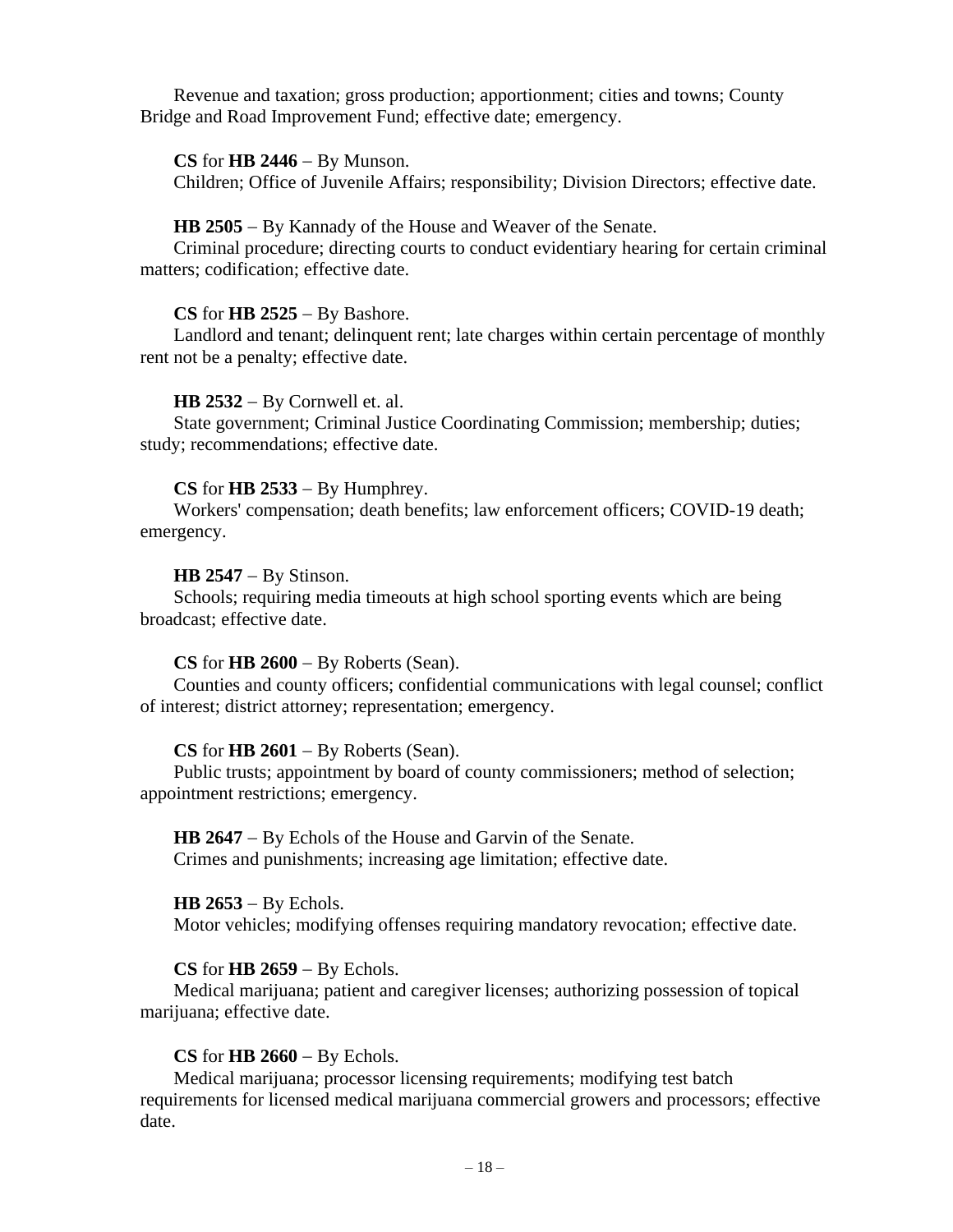Revenue and taxation; gross production; apportionment; cities and towns; County Bridge and Road Improvement Fund; effective date; emergency.

**CS** for **HB 2446** – By Munson.
Children; Office of Juvenile Affairs; responsibility; Division Directors; effective date.

**HB 2505** – By Kannady of the House and Weaver of the Senate.
Criminal procedure; directing courts to conduct evidentiary hearing for certain criminal matters; codification; effective date.

**CS** for **HB 2525** – By Bashore.
Landlord and tenant; delinquent rent; late charges within certain percentage of monthly rent not be a penalty; effective date.

**HB 2532** – By Cornwell et. al.
State government; Criminal Justice Coordinating Commission; membership; duties; study; recommendations; effective date.

**CS** for **HB 2533** – By Humphrey.
Workers' compensation; death benefits; law enforcement officers; COVID-19 death; emergency.

**HB 2547** – By Stinson.
Schools; requiring media timeouts at high school sporting events which are being broadcast; effective date.

**CS** for **HB 2600** – By Roberts (Sean).
Counties and county officers; confidential communications with legal counsel; conflict of interest; district attorney; representation; emergency.

**CS** for **HB 2601** – By Roberts (Sean).
Public trusts; appointment by board of county commissioners; method of selection; appointment restrictions; emergency.

**HB 2647** – By Echols of the House and Garvin of the Senate.
Crimes and punishments; increasing age limitation; effective date.

**HB 2653** – By Echols.
Motor vehicles; modifying offenses requiring mandatory revocation; effective date.

**CS** for **HB 2659** – By Echols.
Medical marijuana; patient and caregiver licenses; authorizing possession of topical marijuana; effective date.

**CS** for **HB 2660** – By Echols.
Medical marijuana; processor licensing requirements; modifying test batch requirements for licensed medical marijuana commercial growers and processors; effective date.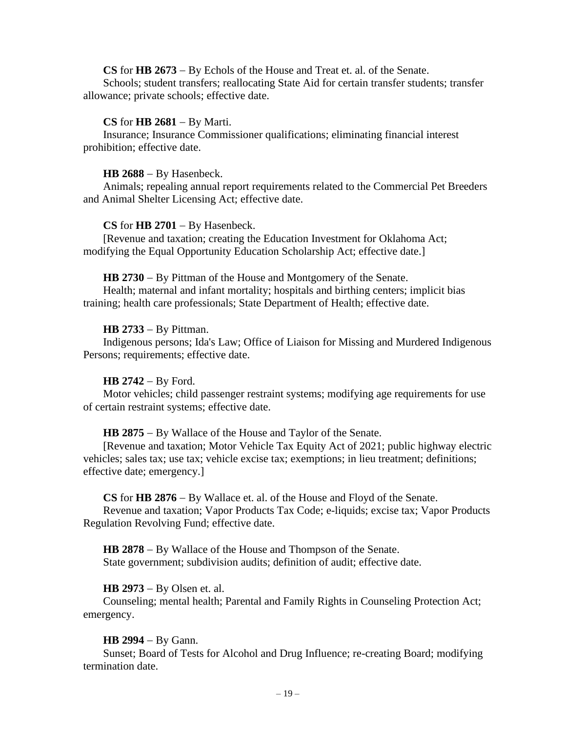**CS** for **HB 2673** – By Echols of the House and Treat et. al. of the Senate.
Schools; student transfers; reallocating State Aid for certain transfer students; transfer allowance; private schools; effective date.

**CS** for **HB 2681** – By Marti.
Insurance; Insurance Commissioner qualifications; eliminating financial interest prohibition; effective date.

**HB 2688** – By Hasenbeck.
Animals; repealing annual report requirements related to the Commercial Pet Breeders and Animal Shelter Licensing Act; effective date.

**CS** for **HB 2701** – By Hasenbeck.
[Revenue and taxation; creating the Education Investment for Oklahoma Act; modifying the Equal Opportunity Education Scholarship Act; effective date.]

**HB 2730** – By Pittman of the House and Montgomery of the Senate.
Health; maternal and infant mortality; hospitals and birthing centers; implicit bias training; health care professionals; State Department of Health; effective date.

**HB 2733** – By Pittman.
Indigenous persons; Ida's Law; Office of Liaison for Missing and Murdered Indigenous Persons; requirements; effective date.

**HB 2742** – By Ford.
Motor vehicles; child passenger restraint systems; modifying age requirements for use of certain restraint systems; effective date.

**HB 2875** – By Wallace of the House and Taylor of the Senate.
[Revenue and taxation; Motor Vehicle Tax Equity Act of 2021; public highway electric vehicles; sales tax; use tax; vehicle excise tax; exemptions; in lieu treatment; definitions; effective date; emergency.]

**CS** for **HB 2876** – By Wallace et. al. of the House and Floyd of the Senate.
Revenue and taxation; Vapor Products Tax Code; e-liquids; excise tax; Vapor Products Regulation Revolving Fund; effective date.

**HB 2878** – By Wallace of the House and Thompson of the Senate.
State government; subdivision audits; definition of audit; effective date.

**HB 2973** – By Olsen et. al.
Counseling; mental health; Parental and Family Rights in Counseling Protection Act; emergency.

**HB 2994** – By Gann.
Sunset; Board of Tests for Alcohol and Drug Influence; re-creating Board; modifying termination date.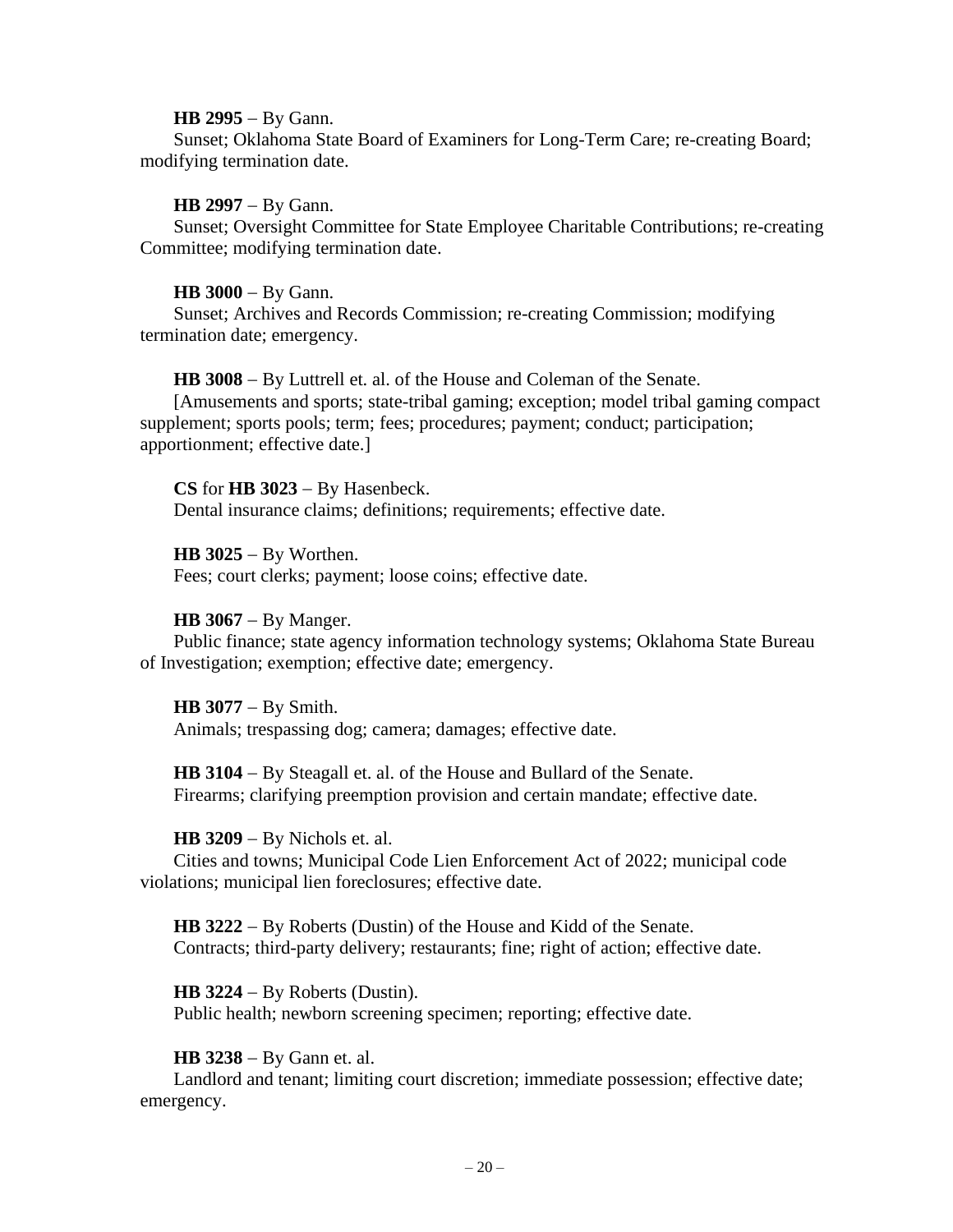**HB 2995** – By Gann.
Sunset; Oklahoma State Board of Examiners for Long-Term Care; re-creating Board; modifying termination date.

**HB 2997** – By Gann.
Sunset; Oversight Committee for State Employee Charitable Contributions; re-creating Committee; modifying termination date.

**HB 3000** – By Gann.
Sunset; Archives and Records Commission; re-creating Commission; modifying termination date; emergency.

**HB 3008** – By Luttrell et. al. of the House and Coleman of the Senate.
[Amusements and sports; state-tribal gaming; exception; model tribal gaming compact supplement; sports pools; term; fees; procedures; payment; conduct; participation; apportionment; effective date.]

**CS** for **HB 3023** – By Hasenbeck.
Dental insurance claims; definitions; requirements; effective date.

**HB 3025** – By Worthen.
Fees; court clerks; payment; loose coins; effective date.

**HB 3067** – By Manger.
Public finance; state agency information technology systems; Oklahoma State Bureau of Investigation; exemption; effective date; emergency.

**HB 3077** – By Smith.
Animals; trespassing dog; camera; damages; effective date.

**HB 3104** – By Steagall et. al. of the House and Bullard of the Senate.
Firearms; clarifying preemption provision and certain mandate; effective date.

**HB 3209** – By Nichols et. al.
Cities and towns; Municipal Code Lien Enforcement Act of 2022; municipal code violations; municipal lien foreclosures; effective date.

**HB 3222** – By Roberts (Dustin) of the House and Kidd of the Senate.
Contracts; third-party delivery; restaurants; fine; right of action; effective date.

**HB 3224** – By Roberts (Dustin).
Public health; newborn screening specimen; reporting; effective date.

**HB 3238** – By Gann et. al.
Landlord and tenant; limiting court discretion; immediate possession; effective date; emergency.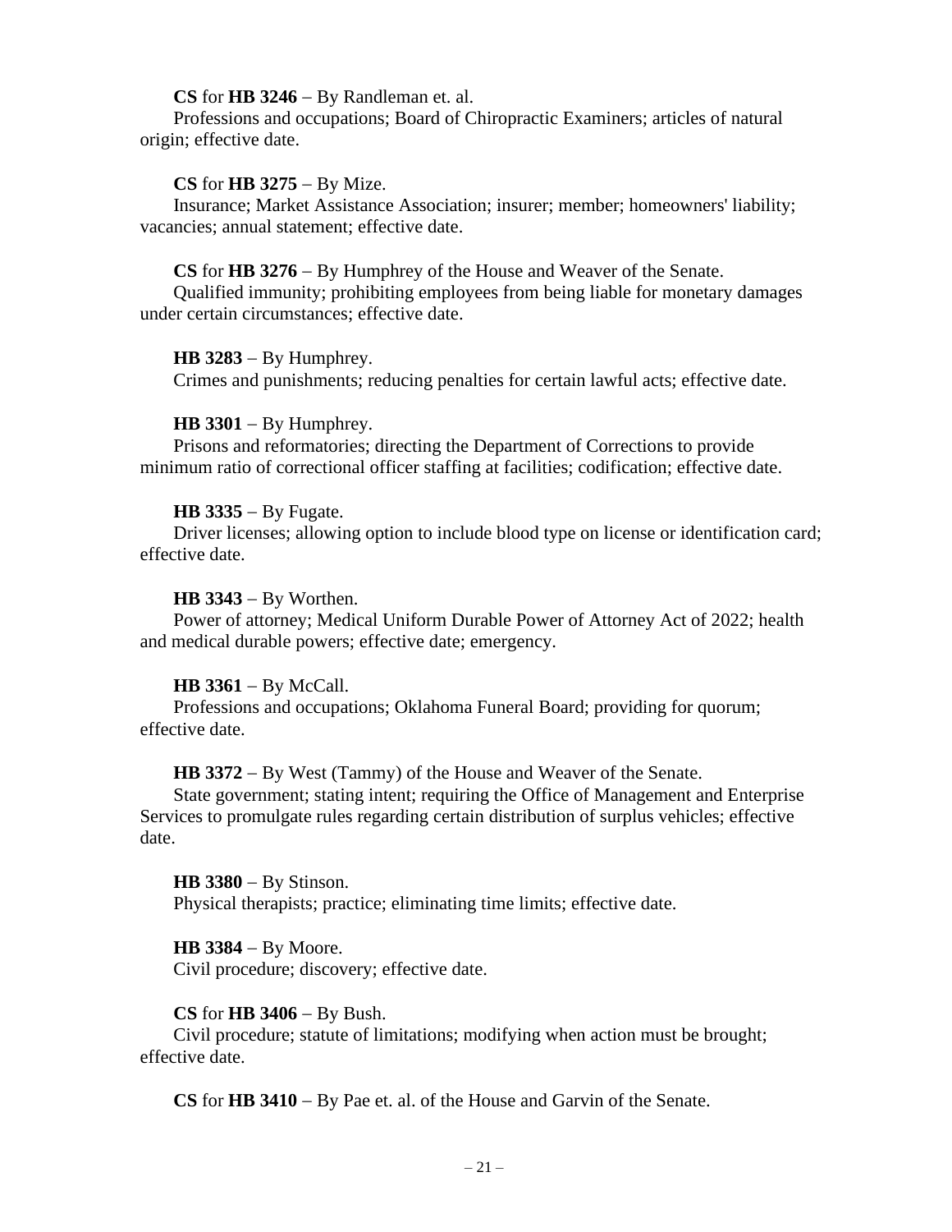**CS** for **HB 3246** – By Randleman et. al.
Professions and occupations; Board of Chiropractic Examiners; articles of natural origin; effective date.

**CS** for **HB 3275** – By Mize.
Insurance; Market Assistance Association; insurer; member; homeowners' liability; vacancies; annual statement; effective date.

**CS** for **HB 3276** – By Humphrey of the House and Weaver of the Senate.
Qualified immunity; prohibiting employees from being liable for monetary damages under certain circumstances; effective date.

**HB 3283** – By Humphrey.
Crimes and punishments; reducing penalties for certain lawful acts; effective date.

**HB 3301** – By Humphrey.
Prisons and reformatories; directing the Department of Corrections to provide minimum ratio of correctional officer staffing at facilities; codification; effective date.

**HB 3335** – By Fugate.
Driver licenses; allowing option to include blood type on license or identification card; effective date.

**HB 3343** – By Worthen.
Power of attorney; Medical Uniform Durable Power of Attorney Act of 2022; health and medical durable powers; effective date; emergency.

**HB 3361** – By McCall.
Professions and occupations; Oklahoma Funeral Board; providing for quorum; effective date.

**HB 3372** – By West (Tammy) of the House and Weaver of the Senate.
State government; stating intent; requiring the Office of Management and Enterprise Services to promulgate rules regarding certain distribution of surplus vehicles; effective date.

**HB 3380** – By Stinson.
Physical therapists; practice; eliminating time limits; effective date.

**HB 3384** – By Moore.
Civil procedure; discovery; effective date.

**CS** for **HB 3406** – By Bush.
Civil procedure; statute of limitations; modifying when action must be brought; effective date.

**CS** for **HB 3410** – By Pae et. al. of the House and Garvin of the Senate.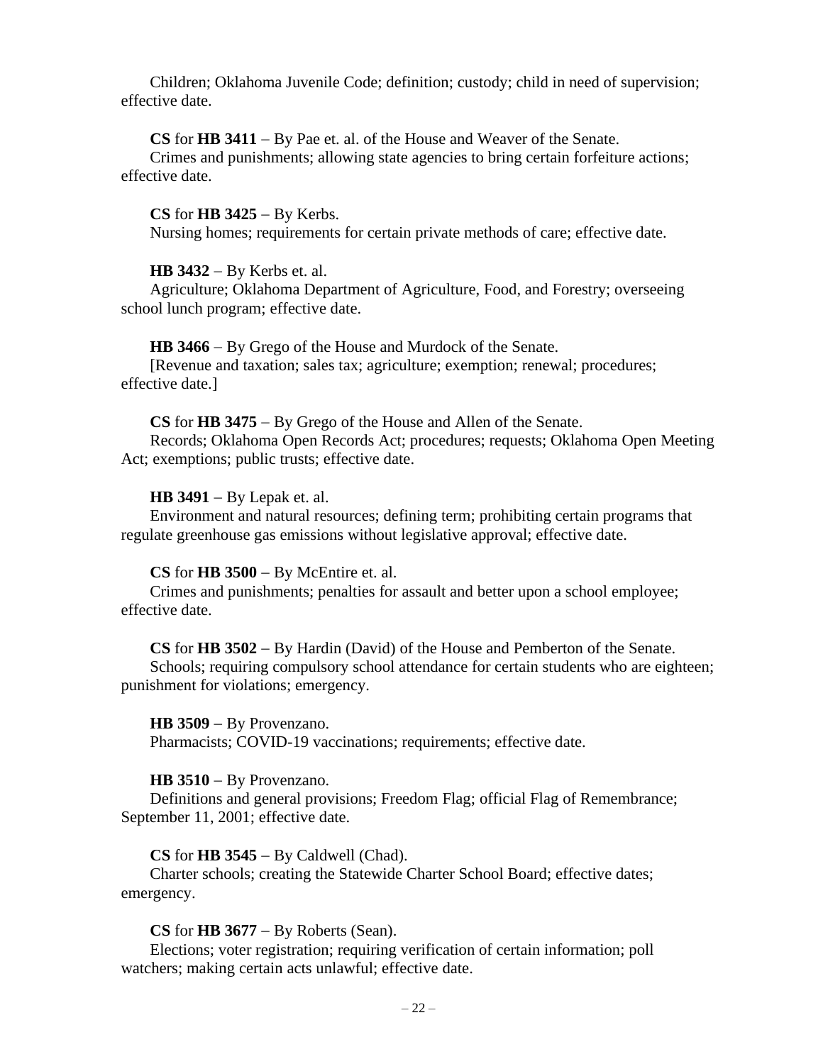Children; Oklahoma Juvenile Code; definition; custody; child in need of supervision; effective date.

**CS** for **HB 3411** – By Pae et. al. of the House and Weaver of the Senate.
Crimes and punishments; allowing state agencies to bring certain forfeiture actions; effective date.

**CS** for **HB 3425** – By Kerbs.
Nursing homes; requirements for certain private methods of care; effective date.

**HB 3432** – By Kerbs et. al.
Agriculture; Oklahoma Department of Agriculture, Food, and Forestry; overseeing school lunch program; effective date.

**HB 3466** – By Grego of the House and Murdock of the Senate.
[Revenue and taxation; sales tax; agriculture; exemption; renewal; procedures; effective date.]

**CS** for **HB 3475** – By Grego of the House and Allen of the Senate.
Records; Oklahoma Open Records Act; procedures; requests; Oklahoma Open Meeting Act; exemptions; public trusts; effective date.

**HB 3491** – By Lepak et. al.
Environment and natural resources; defining term; prohibiting certain programs that regulate greenhouse gas emissions without legislative approval; effective date.

**CS** for **HB 3500** – By McEntire et. al.
Crimes and punishments; penalties for assault and better upon a school employee; effective date.

**CS** for **HB 3502** – By Hardin (David) of the House and Pemberton of the Senate.
Schools; requiring compulsory school attendance for certain students who are eighteen; punishment for violations; emergency.

**HB 3509** – By Provenzano.
Pharmacists; COVID-19 vaccinations; requirements; effective date.

**HB 3510** – By Provenzano.
Definitions and general provisions; Freedom Flag; official Flag of Remembrance; September 11, 2001; effective date.

**CS** for **HB 3545** – By Caldwell (Chad).
Charter schools; creating the Statewide Charter School Board; effective dates; emergency.

**CS** for **HB 3677** – By Roberts (Sean).
Elections; voter registration; requiring verification of certain information; poll watchers; making certain acts unlawful; effective date.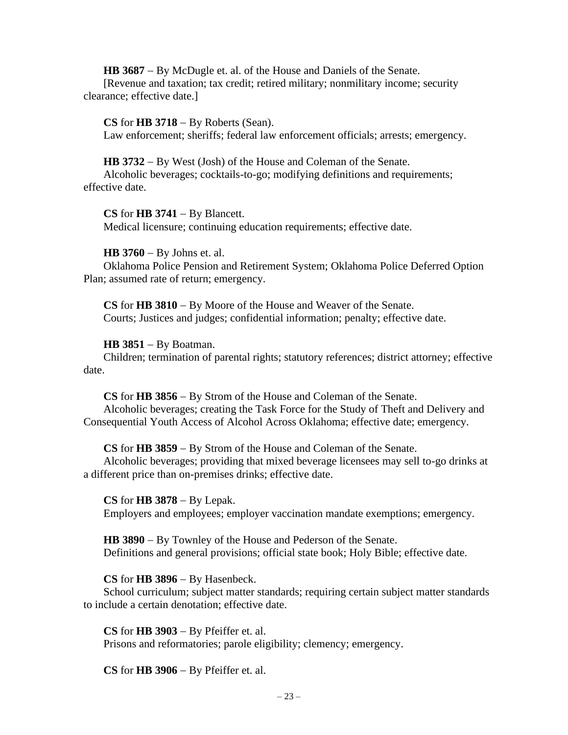**HB 3687** – By McDugle et. al. of the House and Daniels of the Senate.
[Revenue and taxation; tax credit; retired military; nonmilitary income; security clearance; effective date.]

**CS** for **HB 3718** – By Roberts (Sean).
Law enforcement; sheriffs; federal law enforcement officials; arrests; emergency.

**HB 3732** – By West (Josh) of the House and Coleman of the Senate.
Alcoholic beverages; cocktails-to-go; modifying definitions and requirements; effective date.

**CS** for **HB 3741** – By Blancett.
Medical licensure; continuing education requirements; effective date.

**HB 3760** – By Johns et. al.
Oklahoma Police Pension and Retirement System; Oklahoma Police Deferred Option Plan; assumed rate of return; emergency.

**CS** for **HB 3810** – By Moore of the House and Weaver of the Senate.
Courts; Justices and judges; confidential information; penalty; effective date.

**HB 3851** – By Boatman.
Children; termination of parental rights; statutory references; district attorney; effective date.

**CS** for **HB 3856** – By Strom of the House and Coleman of the Senate.
Alcoholic beverages; creating the Task Force for the Study of Theft and Delivery and Consequential Youth Access of Alcohol Across Oklahoma; effective date; emergency.

**CS** for **HB 3859** – By Strom of the House and Coleman of the Senate.
Alcoholic beverages; providing that mixed beverage licensees may sell to-go drinks at a different price than on-premises drinks; effective date.

**CS** for **HB 3878** – By Lepak.
Employers and employees; employer vaccination mandate exemptions; emergency.

**HB 3890** – By Townley of the House and Pederson of the Senate.
Definitions and general provisions; official state book; Holy Bible; effective date.

**CS** for **HB 3896** – By Hasenbeck.
School curriculum; subject matter standards; requiring certain subject matter standards to include a certain denotation; effective date.

**CS** for **HB 3903** – By Pfeiffer et. al.
Prisons and reformatories; parole eligibility; clemency; emergency.

**CS** for **HB 3906** – By Pfeiffer et. al.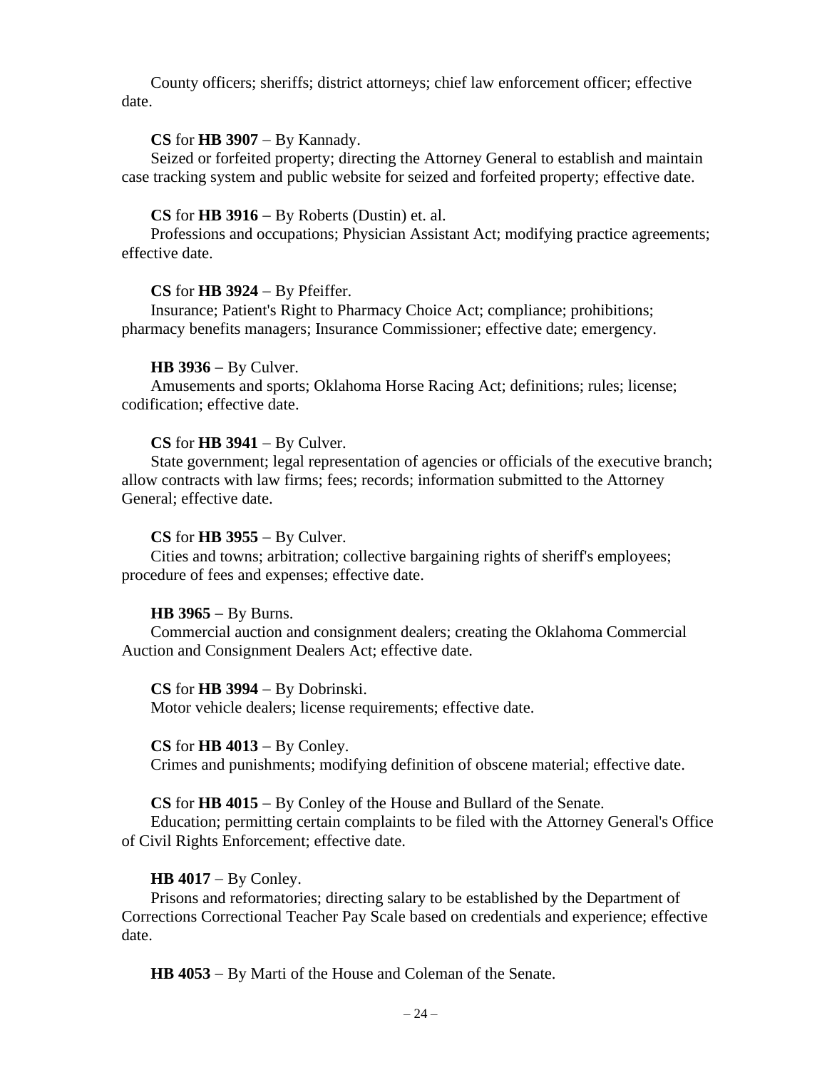County officers; sheriffs; district attorneys; chief law enforcement officer; effective date.

**CS** for **HB 3907** – By Kannady.

Seized or forfeited property; directing the Attorney General to establish and maintain case tracking system and public website for seized and forfeited property; effective date.

**CS** for **HB 3916** – By Roberts (Dustin) et. al.

Professions and occupations; Physician Assistant Act; modifying practice agreements; effective date.

**CS** for **HB 3924** – By Pfeiffer.

Insurance; Patient's Right to Pharmacy Choice Act; compliance; prohibitions; pharmacy benefits managers; Insurance Commissioner; effective date; emergency.

**HB 3936** – By Culver.

Amusements and sports; Oklahoma Horse Racing Act; definitions; rules; license; codification; effective date.

**CS** for **HB 3941** – By Culver.

State government; legal representation of agencies or officials of the executive branch; allow contracts with law firms; fees; records; information submitted to the Attorney General; effective date.

**CS** for **HB 3955** – By Culver.

Cities and towns; arbitration; collective bargaining rights of sheriff's employees; procedure of fees and expenses; effective date.

**HB 3965** – By Burns.

Commercial auction and consignment dealers; creating the Oklahoma Commercial Auction and Consignment Dealers Act; effective date.

**CS** for **HB 3994** – By Dobrinski.

Motor vehicle dealers; license requirements; effective date.

**CS** for **HB 4013** – By Conley.

Crimes and punishments; modifying definition of obscene material; effective date.

**CS** for **HB 4015** – By Conley of the House and Bullard of the Senate.

Education; permitting certain complaints to be filed with the Attorney General's Office of Civil Rights Enforcement; effective date.

**HB 4017** – By Conley.

Prisons and reformatories; directing salary to be established by the Department of Corrections Correctional Teacher Pay Scale based on credentials and experience; effective date.

**HB 4053** – By Marti of the House and Coleman of the Senate.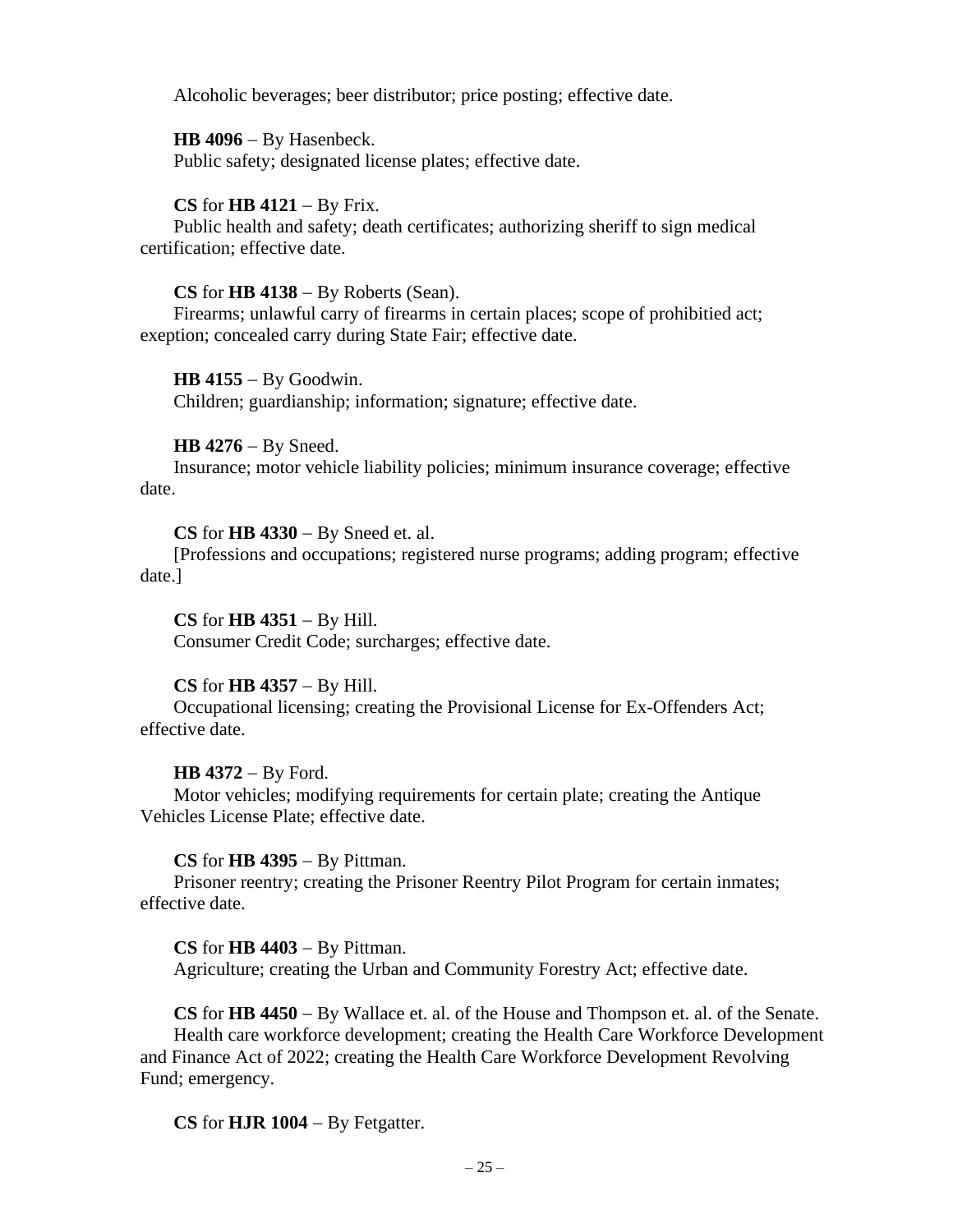Alcoholic beverages; beer distributor; price posting; effective date.

**HB 4096** – By Hasenbeck.
Public safety; designated license plates; effective date.

**CS** for **HB 4121** – By Frix.
Public health and safety; death certificates; authorizing sheriff to sign medical certification; effective date.

**CS** for **HB 4138** – By Roberts (Sean).
Firearms; unlawful carry of firearms in certain places; scope of prohibitied act; exeption; concealed carry during State Fair; effective date.

**HB 4155** – By Goodwin.
Children; guardianship; information; signature; effective date.

**HB 4276** – By Sneed.
Insurance; motor vehicle liability policies; minimum insurance coverage; effective date.

**CS** for **HB 4330** – By Sneed et. al.
[Professions and occupations; registered nurse programs; adding program; effective date.]

**CS** for **HB 4351** – By Hill.
Consumer Credit Code; surcharges; effective date.

**CS** for **HB 4357** – By Hill.
Occupational licensing; creating the Provisional License for Ex-Offenders Act; effective date.

**HB 4372** – By Ford.
Motor vehicles; modifying requirements for certain plate; creating the Antique Vehicles License Plate; effective date.

**CS** for **HB 4395** – By Pittman.
Prisoner reentry; creating the Prisoner Reentry Pilot Program for certain inmates; effective date.

**CS** for **HB 4403** – By Pittman.
Agriculture; creating the Urban and Community Forestry Act; effective date.

**CS** for **HB 4450** – By Wallace et. al. of the House and Thompson et. al. of the Senate.
Health care workforce development; creating the Health Care Workforce Development and Finance Act of 2022; creating the Health Care Workforce Development Revolving Fund; emergency.

**CS** for **HJR 1004** – By Fetgatter.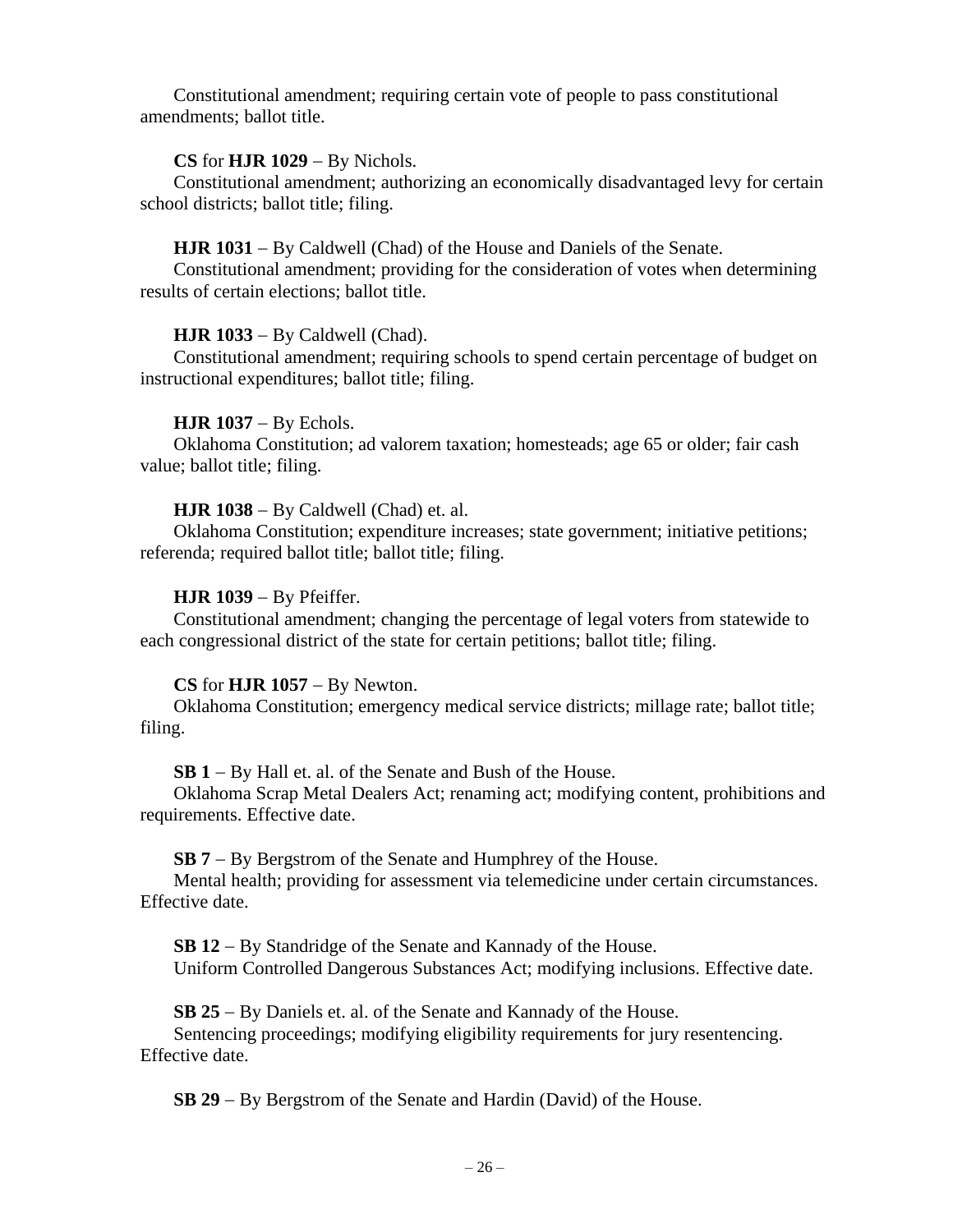Constitutional amendment; requiring certain vote of people to pass constitutional amendments; ballot title.

**CS** for **HJR 1029** − By Nichols.
Constitutional amendment; authorizing an economically disadvantaged levy for certain school districts; ballot title; filing.

**HJR 1031** − By Caldwell (Chad) of the House and Daniels of the Senate.
Constitutional amendment; providing for the consideration of votes when determining results of certain elections; ballot title.

**HJR 1033** − By Caldwell (Chad).
Constitutional amendment; requiring schools to spend certain percentage of budget on instructional expenditures; ballot title; filing.

**HJR 1037** − By Echols.
Oklahoma Constitution; ad valorem taxation; homesteads; age 65 or older; fair cash value; ballot title; filing.

**HJR 1038** − By Caldwell (Chad) et. al.
Oklahoma Constitution; expenditure increases; state government; initiative petitions; referenda; required ballot title; ballot title; filing.

**HJR 1039** − By Pfeiffer.
Constitutional amendment; changing the percentage of legal voters from statewide to each congressional district of the state for certain petitions; ballot title; filing.

**CS** for **HJR 1057** − By Newton.
Oklahoma Constitution; emergency medical service districts; millage rate; ballot title; filing.

**SB 1** − By Hall et. al. of the Senate and Bush of the House.
Oklahoma Scrap Metal Dealers Act; renaming act; modifying content, prohibitions and requirements. Effective date.

**SB 7** − By Bergstrom of the Senate and Humphrey of the House.
Mental health; providing for assessment via telemedicine under certain circumstances. Effective date.

**SB 12** − By Standridge of the Senate and Kannady of the House.
Uniform Controlled Dangerous Substances Act; modifying inclusions. Effective date.

**SB 25** − By Daniels et. al. of the Senate and Kannady of the House.
Sentencing proceedings; modifying eligibility requirements for jury resentencing. Effective date.

**SB 29** − By Bergstrom of the Senate and Hardin (David) of the House.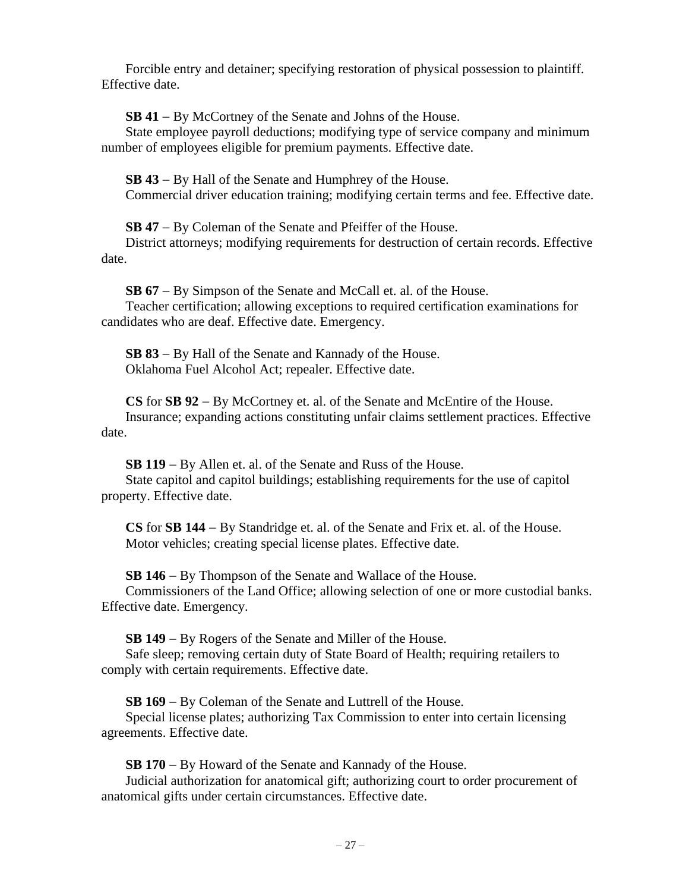Forcible entry and detainer; specifying restoration of physical possession to plaintiff. Effective date.

**SB 41** – By McCortney of the Senate and Johns of the House.
State employee payroll deductions; modifying type of service company and minimum number of employees eligible for premium payments. Effective date.

**SB 43** – By Hall of the Senate and Humphrey of the House.
Commercial driver education training; modifying certain terms and fee. Effective date.

**SB 47** – By Coleman of the Senate and Pfeiffer of the House.
District attorneys; modifying requirements for destruction of certain records. Effective date.

**SB 67** – By Simpson of the Senate and McCall et. al. of the House.
Teacher certification; allowing exceptions to required certification examinations for candidates who are deaf. Effective date. Emergency.

**SB 83** – By Hall of the Senate and Kannady of the House.
Oklahoma Fuel Alcohol Act; repealer. Effective date.

**CS** for **SB 92** – By McCortney et. al. of the Senate and McEntire of the House.
Insurance; expanding actions constituting unfair claims settlement practices. Effective date.

**SB 119** – By Allen et. al. of the Senate and Russ of the House.
State capitol and capitol buildings; establishing requirements for the use of capitol property. Effective date.

**CS** for **SB 144** – By Standridge et. al. of the Senate and Frix et. al. of the House.
Motor vehicles; creating special license plates. Effective date.

**SB 146** – By Thompson of the Senate and Wallace of the House.
Commissioners of the Land Office; allowing selection of one or more custodial banks. Effective date. Emergency.

**SB 149** – By Rogers of the Senate and Miller of the House.
Safe sleep; removing certain duty of State Board of Health; requiring retailers to comply with certain requirements. Effective date.

**SB 169** – By Coleman of the Senate and Luttrell of the House.
Special license plates; authorizing Tax Commission to enter into certain licensing agreements. Effective date.

**SB 170** – By Howard of the Senate and Kannady of the House.
Judicial authorization for anatomical gift; authorizing court to order procurement of anatomical gifts under certain circumstances. Effective date.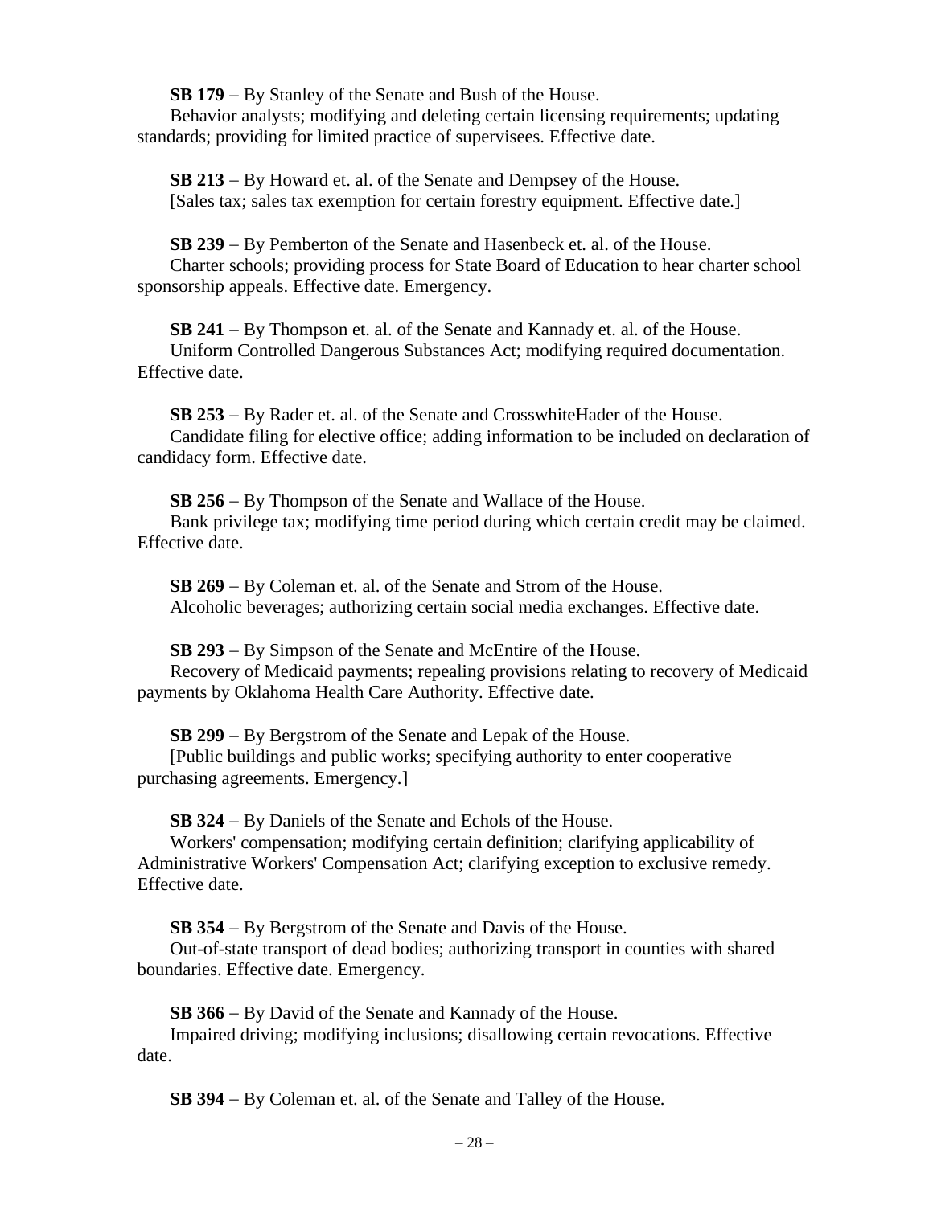**SB 179** – By Stanley of the Senate and Bush of the House.
Behavior analysts; modifying and deleting certain licensing requirements; updating standards; providing for limited practice of supervisees. Effective date.

**SB 213** – By Howard et. al. of the Senate and Dempsey of the House.
[Sales tax; sales tax exemption for certain forestry equipment. Effective date.]

**SB 239** – By Pemberton of the Senate and Hasenbeck et. al. of the House.
Charter schools; providing process for State Board of Education to hear charter school sponsorship appeals. Effective date. Emergency.

**SB 241** – By Thompson et. al. of the Senate and Kannady et. al. of the House.
Uniform Controlled Dangerous Substances Act; modifying required documentation. Effective date.

**SB 253** – By Rader et. al. of the Senate and CrosswhiteHader of the House.
Candidate filing for elective office; adding information to be included on declaration of candidacy form. Effective date.

**SB 256** – By Thompson of the Senate and Wallace of the House.
Bank privilege tax; modifying time period during which certain credit may be claimed. Effective date.

**SB 269** – By Coleman et. al. of the Senate and Strom of the House.
Alcoholic beverages; authorizing certain social media exchanges. Effective date.

**SB 293** – By Simpson of the Senate and McEntire of the House.
Recovery of Medicaid payments; repealing provisions relating to recovery of Medicaid payments by Oklahoma Health Care Authority. Effective date.

**SB 299** – By Bergstrom of the Senate and Lepak of the House.
[Public buildings and public works; specifying authority to enter cooperative purchasing agreements. Emergency.]

**SB 324** – By Daniels of the Senate and Echols of the House.
Workers' compensation; modifying certain definition; clarifying applicability of Administrative Workers' Compensation Act; clarifying exception to exclusive remedy. Effective date.

**SB 354** – By Bergstrom of the Senate and Davis of the House.
Out-of-state transport of dead bodies; authorizing transport in counties with shared boundaries. Effective date. Emergency.

**SB 366** – By David of the Senate and Kannady of the House.
Impaired driving; modifying inclusions; disallowing certain revocations. Effective date.

**SB 394** – By Coleman et. al. of the Senate and Talley of the House.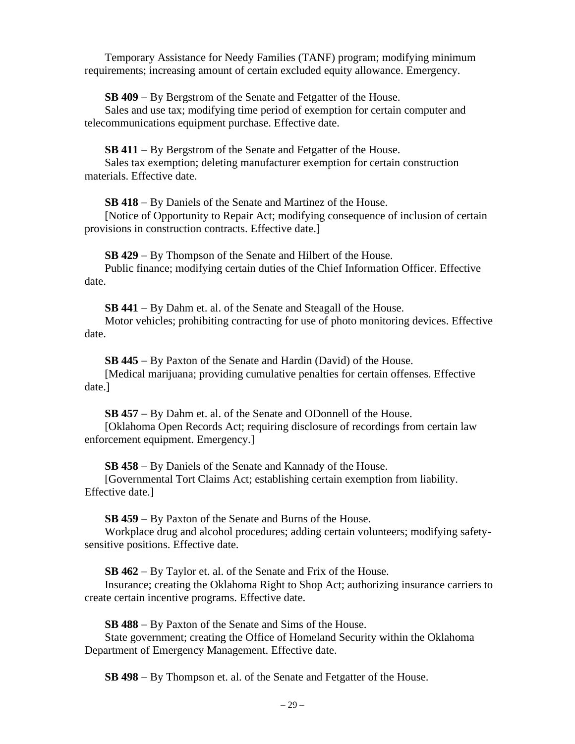Temporary Assistance for Needy Families (TANF) program; modifying minimum requirements; increasing amount of certain excluded equity allowance. Emergency.

**SB 409** – By Bergstrom of the Senate and Fetgatter of the House.
Sales and use tax; modifying time period of exemption for certain computer and telecommunications equipment purchase. Effective date.

**SB 411** – By Bergstrom of the Senate and Fetgatter of the House.
Sales tax exemption; deleting manufacturer exemption for certain construction materials. Effective date.

**SB 418** – By Daniels of the Senate and Martinez of the House.
[Notice of Opportunity to Repair Act; modifying consequence of inclusion of certain provisions in construction contracts. Effective date.]

**SB 429** – By Thompson of the Senate and Hilbert of the House.
Public finance; modifying certain duties of the Chief Information Officer. Effective date.

**SB 441** – By Dahm et. al. of the Senate and Steagall of the House.
Motor vehicles; prohibiting contracting for use of photo monitoring devices. Effective date.

**SB 445** – By Paxton of the Senate and Hardin (David) of the House.
[Medical marijuana; providing cumulative penalties for certain offenses. Effective date.]

**SB 457** – By Dahm et. al. of the Senate and ODonnell of the House.
[Oklahoma Open Records Act; requiring disclosure of recordings from certain law enforcement equipment. Emergency.]

**SB 458** – By Daniels of the Senate and Kannady of the House.
[Governmental Tort Claims Act; establishing certain exemption from liability. Effective date.]

**SB 459** – By Paxton of the Senate and Burns of the House.
Workplace drug and alcohol procedures; adding certain volunteers; modifying safety-sensitive positions. Effective date.

**SB 462** – By Taylor et. al. of the Senate and Frix of the House.
Insurance; creating the Oklahoma Right to Shop Act; authorizing insurance carriers to create certain incentive programs. Effective date.

**SB 488** – By Paxton of the Senate and Sims of the House.
State government; creating the Office of Homeland Security within the Oklahoma Department of Emergency Management. Effective date.

**SB 498** – By Thompson et. al. of the Senate and Fetgatter of the House.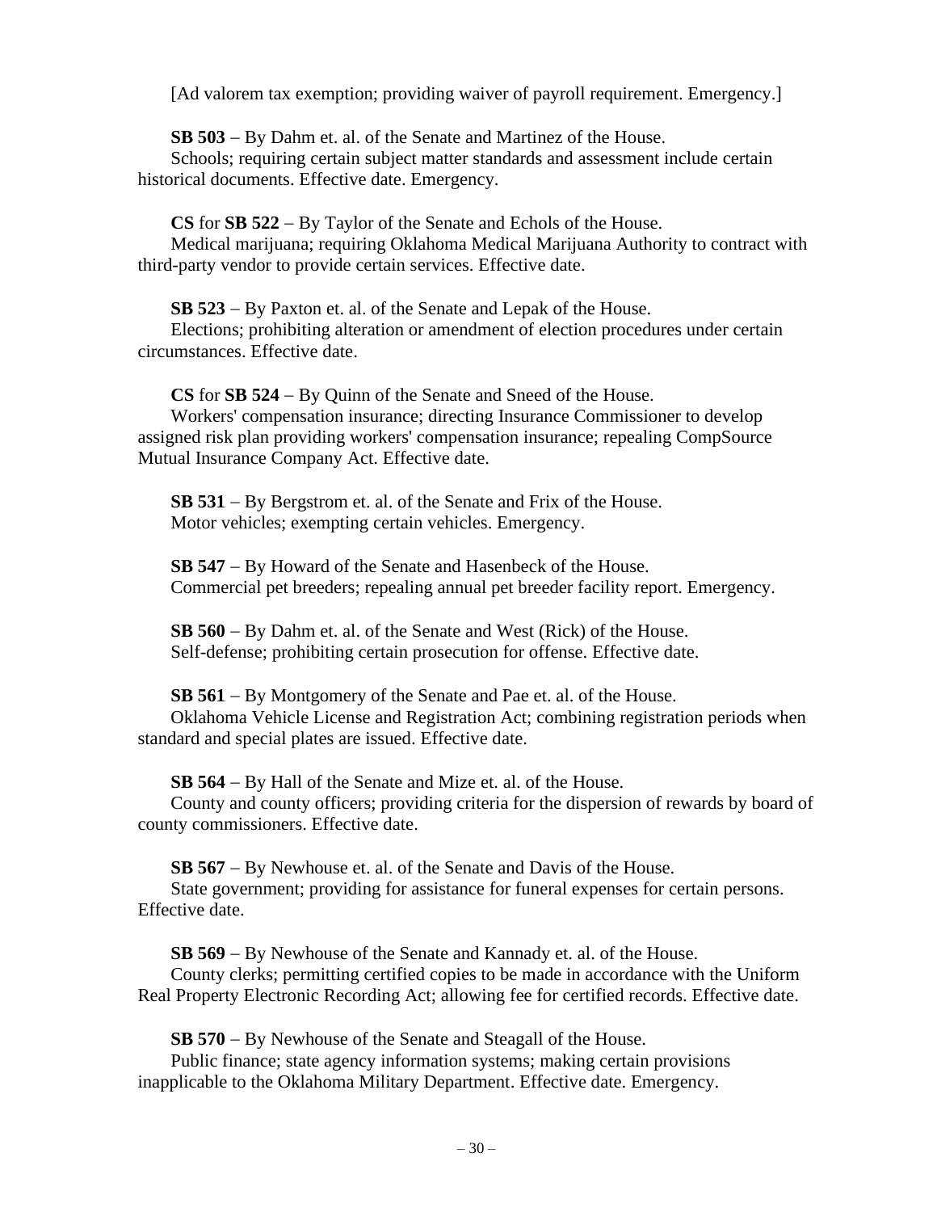[Ad valorem tax exemption; providing waiver of payroll requirement. Emergency.]

**SB 503** – By Dahm et. al. of the Senate and Martinez of the House.
Schools; requiring certain subject matter standards and assessment include certain historical documents. Effective date. Emergency.

**CS** for **SB 522** – By Taylor of the Senate and Echols of the House.
Medical marijuana; requiring Oklahoma Medical Marijuana Authority to contract with third-party vendor to provide certain services. Effective date.

**SB 523** – By Paxton et. al. of the Senate and Lepak of the House.
Elections; prohibiting alteration or amendment of election procedures under certain circumstances. Effective date.

**CS** for **SB 524** – By Quinn of the Senate and Sneed of the House.
Workers' compensation insurance; directing Insurance Commissioner to develop assigned risk plan providing workers' compensation insurance; repealing CompSource Mutual Insurance Company Act. Effective date.

**SB 531** – By Bergstrom et. al. of the Senate and Frix of the House.
Motor vehicles; exempting certain vehicles. Emergency.

**SB 547** – By Howard of the Senate and Hasenbeck of the House.
Commercial pet breeders; repealing annual pet breeder facility report. Emergency.

**SB 560** – By Dahm et. al. of the Senate and West (Rick) of the House.
Self-defense; prohibiting certain prosecution for offense. Effective date.

**SB 561** – By Montgomery of the Senate and Pae et. al. of the House.
Oklahoma Vehicle License and Registration Act; combining registration periods when standard and special plates are issued. Effective date.

**SB 564** – By Hall of the Senate and Mize et. al. of the House.
County and county officers; providing criteria for the dispersion of rewards by board of county commissioners. Effective date.

**SB 567** – By Newhouse et. al. of the Senate and Davis of the House.
State government; providing for assistance for funeral expenses for certain persons. Effective date.

**SB 569** – By Newhouse of the Senate and Kannady et. al. of the House.
County clerks; permitting certified copies to be made in accordance with the Uniform Real Property Electronic Recording Act; allowing fee for certified records. Effective date.

**SB 570** – By Newhouse of the Senate and Steagall of the House.
Public finance; state agency information systems; making certain provisions inapplicable to the Oklahoma Military Department. Effective date. Emergency.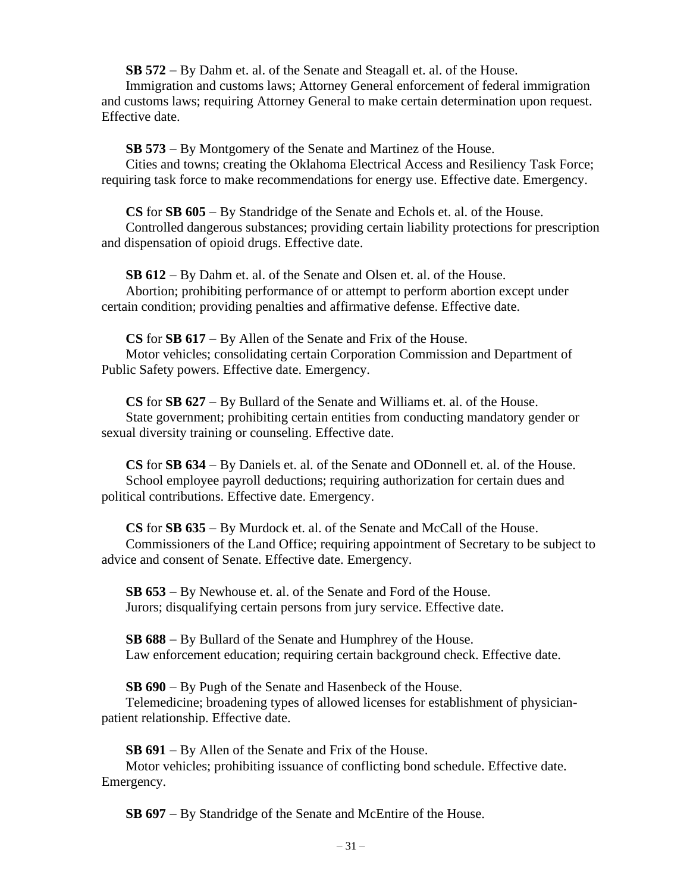**SB 572** – By Dahm et. al. of the Senate and Steagall et. al. of the House.

Immigration and customs laws; Attorney General enforcement of federal immigration and customs laws; requiring Attorney General to make certain determination upon request. Effective date.

**SB 573** – By Montgomery of the Senate and Martinez of the House.

Cities and towns; creating the Oklahoma Electrical Access and Resiliency Task Force; requiring task force to make recommendations for energy use. Effective date. Emergency.

**CS** for **SB 605** – By Standridge of the Senate and Echols et. al. of the House.

Controlled dangerous substances; providing certain liability protections for prescription and dispensation of opioid drugs. Effective date.

**SB 612** – By Dahm et. al. of the Senate and Olsen et. al. of the House.

Abortion; prohibiting performance of or attempt to perform abortion except under certain condition; providing penalties and affirmative defense. Effective date.

**CS** for **SB 617** – By Allen of the Senate and Frix of the House.

Motor vehicles; consolidating certain Corporation Commission and Department of Public Safety powers. Effective date. Emergency.

**CS** for **SB 627** – By Bullard of the Senate and Williams et. al. of the House.

State government; prohibiting certain entities from conducting mandatory gender or sexual diversity training or counseling. Effective date.

**CS** for **SB 634** – By Daniels et. al. of the Senate and ODonnell et. al. of the House.

School employee payroll deductions; requiring authorization for certain dues and political contributions. Effective date. Emergency.

**CS** for **SB 635** – By Murdock et. al. of the Senate and McCall of the House.

Commissioners of the Land Office; requiring appointment of Secretary to be subject to advice and consent of Senate. Effective date. Emergency.

**SB 653** – By Newhouse et. al. of the Senate and Ford of the House.

Jurors; disqualifying certain persons from jury service. Effective date.

**SB 688** – By Bullard of the Senate and Humphrey of the House.

Law enforcement education; requiring certain background check. Effective date.

**SB 690** – By Pugh of the Senate and Hasenbeck of the House.

Telemedicine; broadening types of allowed licenses for establishment of physician-patient relationship. Effective date.

**SB 691** – By Allen of the Senate and Frix of the House.

Motor vehicles; prohibiting issuance of conflicting bond schedule. Effective date. Emergency.

**SB 697** – By Standridge of the Senate and McEntire of the House.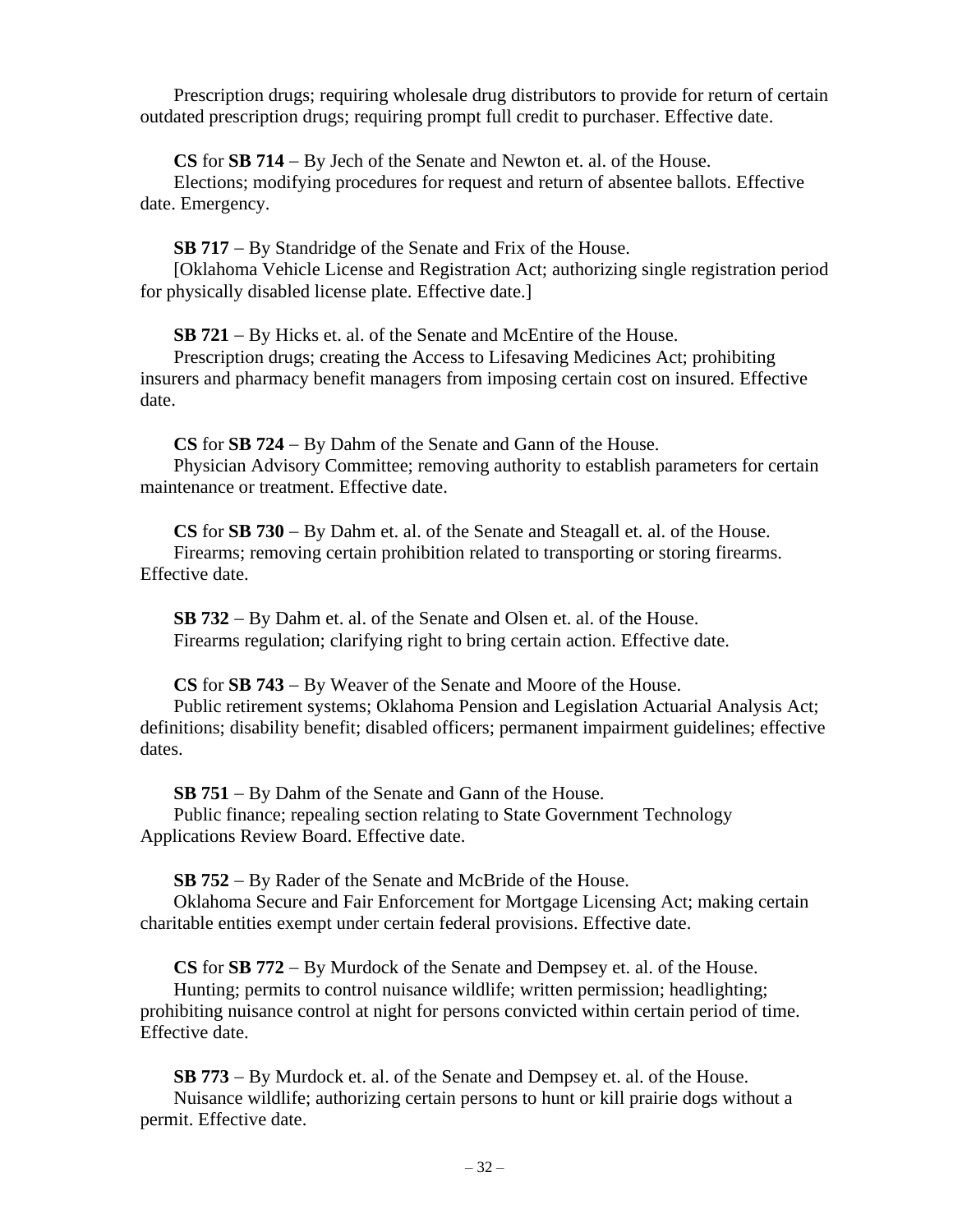Prescription drugs; requiring wholesale drug distributors to provide for return of certain outdated prescription drugs; requiring prompt full credit to purchaser. Effective date.

**CS** for **SB 714** – By Jech of the Senate and Newton et. al. of the House.
Elections; modifying procedures for request and return of absentee ballots. Effective date. Emergency.

**SB 717** – By Standridge of the Senate and Frix of the House.
[Oklahoma Vehicle License and Registration Act; authorizing single registration period for physically disabled license plate. Effective date.]

**SB 721** – By Hicks et. al. of the Senate and McEntire of the House.
Prescription drugs; creating the Access to Lifesaving Medicines Act; prohibiting insurers and pharmacy benefit managers from imposing certain cost on insured. Effective date.

**CS** for **SB 724** – By Dahm of the Senate and Gann of the House.
Physician Advisory Committee; removing authority to establish parameters for certain maintenance or treatment. Effective date.

**CS** for **SB 730** – By Dahm et. al. of the Senate and Steagall et. al. of the House.
Firearms; removing certain prohibition related to transporting or storing firearms. Effective date.

**SB 732** – By Dahm et. al. of the Senate and Olsen et. al. of the House.
Firearms regulation; clarifying right to bring certain action. Effective date.

**CS** for **SB 743** – By Weaver of the Senate and Moore of the House.
Public retirement systems; Oklahoma Pension and Legislation Actuarial Analysis Act; definitions; disability benefit; disabled officers; permanent impairment guidelines; effective dates.

**SB 751** – By Dahm of the Senate and Gann of the House.
Public finance; repealing section relating to State Government Technology Applications Review Board. Effective date.

**SB 752** – By Rader of the Senate and McBride of the House.
Oklahoma Secure and Fair Enforcement for Mortgage Licensing Act; making certain charitable entities exempt under certain federal provisions. Effective date.

**CS** for **SB 772** – By Murdock of the Senate and Dempsey et. al. of the House.
Hunting; permits to control nuisance wildlife; written permission; headlighting; prohibiting nuisance control at night for persons convicted within certain period of time. Effective date.

**SB 773** – By Murdock et. al. of the Senate and Dempsey et. al. of the House.
Nuisance wildlife; authorizing certain persons to hunt or kill prairie dogs without a permit. Effective date.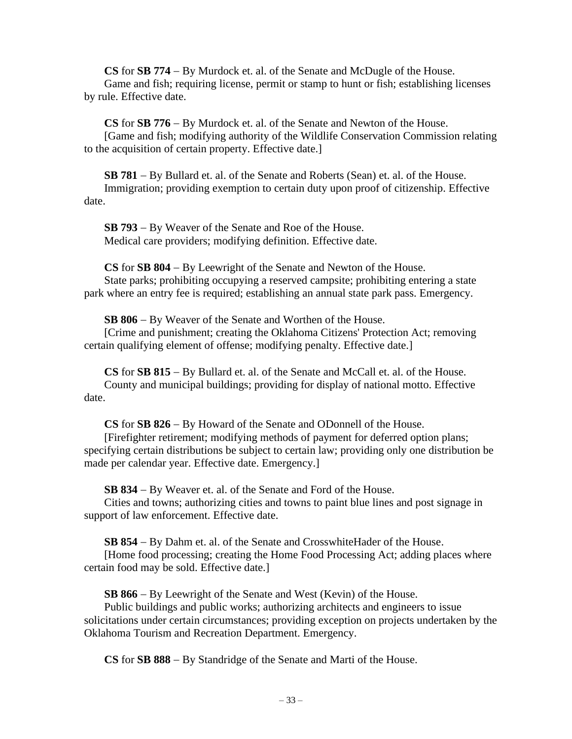**CS** for **SB 774** – By Murdock et. al. of the Senate and McDugle of the House.
Game and fish; requiring license, permit or stamp to hunt or fish; establishing licenses by rule. Effective date.

**CS** for **SB 776** – By Murdock et. al. of the Senate and Newton of the House.
[Game and fish; modifying authority of the Wildlife Conservation Commission relating to the acquisition of certain property. Effective date.]

**SB 781** – By Bullard et. al. of the Senate and Roberts (Sean) et. al. of the House.
Immigration; providing exemption to certain duty upon proof of citizenship. Effective date.

**SB 793** – By Weaver of the Senate and Roe of the House.
Medical care providers; modifying definition. Effective date.

**CS** for **SB 804** – By Leewright of the Senate and Newton of the House.
State parks; prohibiting occupying a reserved campsite; prohibiting entering a state park where an entry fee is required; establishing an annual state park pass. Emergency.

**SB 806** – By Weaver of the Senate and Worthen of the House.
[Crime and punishment; creating the Oklahoma Citizens' Protection Act; removing certain qualifying element of offense; modifying penalty. Effective date.]

**CS** for **SB 815** – By Bullard et. al. of the Senate and McCall et. al. of the House.
County and municipal buildings; providing for display of national motto. Effective date.

**CS** for **SB 826** – By Howard of the Senate and ODonnell of the House.
[Firefighter retirement; modifying methods of payment for deferred option plans; specifying certain distributions be subject to certain law; providing only one distribution be made per calendar year. Effective date. Emergency.]

**SB 834** – By Weaver et. al. of the Senate and Ford of the House.
Cities and towns; authorizing cities and towns to paint blue lines and post signage in support of law enforcement. Effective date.

**SB 854** – By Dahm et. al. of the Senate and CrosswhiteHader of the House.
[Home food processing; creating the Home Food Processing Act; adding places where certain food may be sold. Effective date.]

**SB 866** – By Leewright of the Senate and West (Kevin) of the House.
Public buildings and public works; authorizing architects and engineers to issue solicitations under certain circumstances; providing exception on projects undertaken by the Oklahoma Tourism and Recreation Department. Emergency.

**CS** for **SB 888** – By Standridge of the Senate and Marti of the House.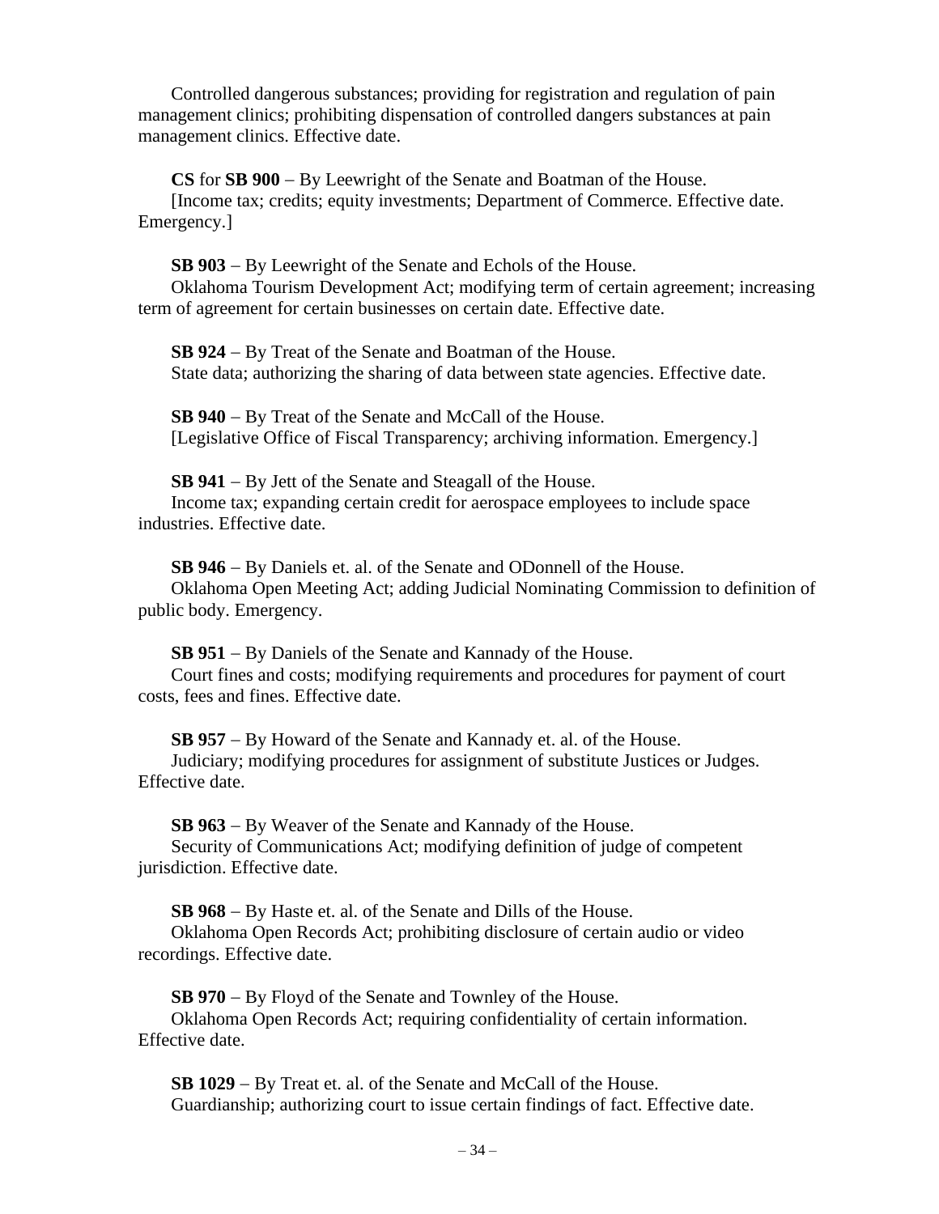Controlled dangerous substances; providing for registration and regulation of pain management clinics; prohibiting dispensation of controlled dangers substances at pain management clinics. Effective date.

**CS** for **SB 900** – By Leewright of the Senate and Boatman of the House.
[Income tax; credits; equity investments; Department of Commerce. Effective date. Emergency.]

**SB 903** – By Leewright of the Senate and Echols of the House.
Oklahoma Tourism Development Act; modifying term of certain agreement; increasing term of agreement for certain businesses on certain date. Effective date.

**SB 924** – By Treat of the Senate and Boatman of the House.
State data; authorizing the sharing of data between state agencies. Effective date.

**SB 940** – By Treat of the Senate and McCall of the House.
[Legislative Office of Fiscal Transparency; archiving information. Emergency.]

**SB 941** – By Jett of the Senate and Steagall of the House.
Income tax; expanding certain credit for aerospace employees to include space industries. Effective date.

**SB 946** – By Daniels et. al. of the Senate and ODonnell of the House.
Oklahoma Open Meeting Act; adding Judicial Nominating Commission to definition of public body. Emergency.

**SB 951** – By Daniels of the Senate and Kannady of the House.
Court fines and costs; modifying requirements and procedures for payment of court costs, fees and fines. Effective date.

**SB 957** – By Howard of the Senate and Kannady et. al. of the House.
Judiciary; modifying procedures for assignment of substitute Justices or Judges. Effective date.

**SB 963** – By Weaver of the Senate and Kannady of the House.
Security of Communications Act; modifying definition of judge of competent jurisdiction. Effective date.

**SB 968** – By Haste et. al. of the Senate and Dills of the House.
Oklahoma Open Records Act; prohibiting disclosure of certain audio or video recordings. Effective date.

**SB 970** – By Floyd of the Senate and Townley of the House.
Oklahoma Open Records Act; requiring confidentiality of certain information. Effective date.

**SB 1029** – By Treat et. al. of the Senate and McCall of the House.
Guardianship; authorizing court to issue certain findings of fact. Effective date.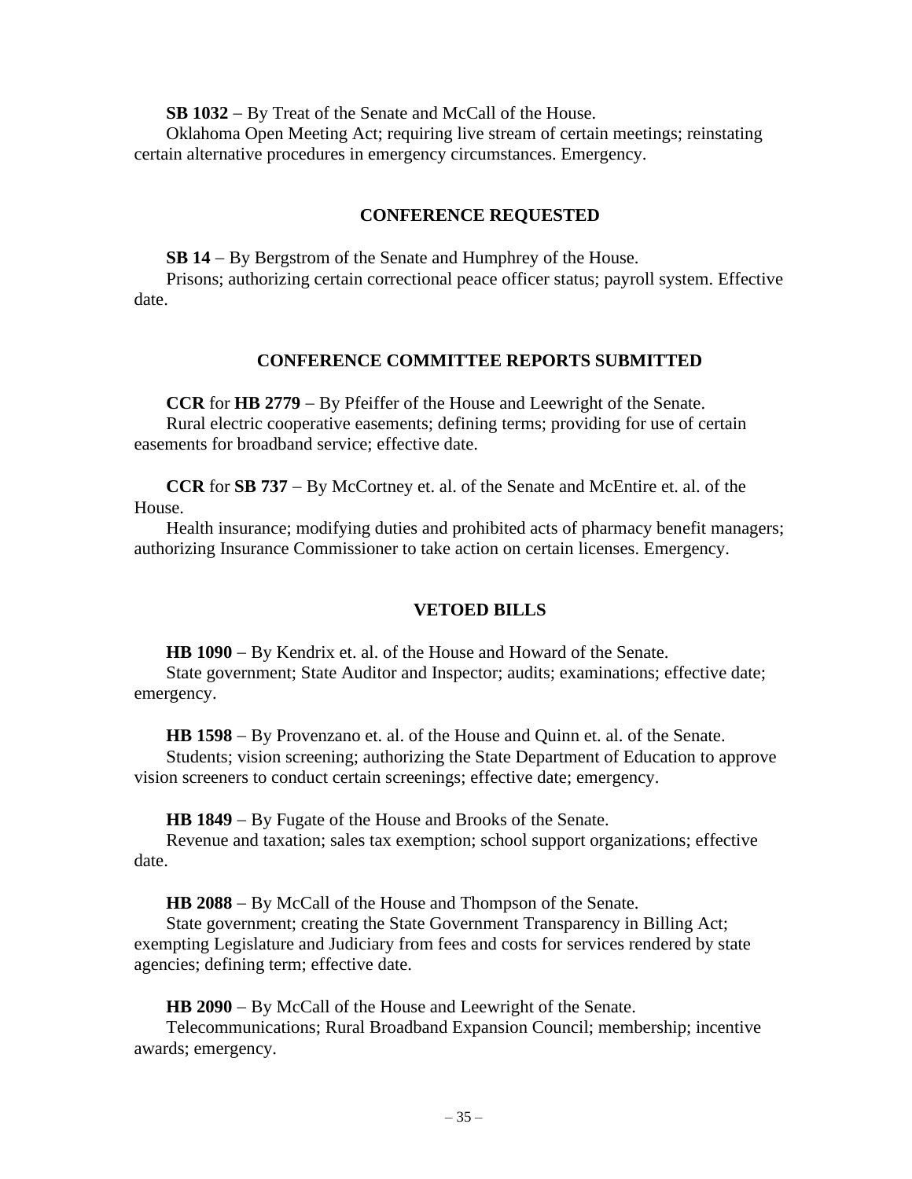**SB 1032** – By Treat of the Senate and McCall of the House.
Oklahoma Open Meeting Act; requiring live stream of certain meetings; reinstating certain alternative procedures in emergency circumstances. Emergency.

## CONFERENCE REQUESTED

**SB 14** – By Bergstrom of the Senate and Humphrey of the House.
Prisons; authorizing certain correctional peace officer status; payroll system. Effective date.

## CONFERENCE COMMITTEE REPORTS SUBMITTED

**CCR** for **HB 2779** – By Pfeiffer of the House and Leewright of the Senate.
Rural electric cooperative easements; defining terms; providing for use of certain easements for broadband service; effective date.

**CCR** for **SB 737** – By McCortney et. al. of the Senate and McEntire et. al. of the House.
Health insurance; modifying duties and prohibited acts of pharmacy benefit managers; authorizing Insurance Commissioner to take action on certain licenses. Emergency.

## VETOED BILLS

**HB 1090** – By Kendrix et. al. of the House and Howard of the Senate.
State government; State Auditor and Inspector; audits; examinations; effective date; emergency.

**HB 1598** – By Provenzano et. al. of the House and Quinn et. al. of the Senate.
Students; vision screening; authorizing the State Department of Education to approve vision screeners to conduct certain screenings; effective date; emergency.

**HB 1849** – By Fugate of the House and Brooks of the Senate.
Revenue and taxation; sales tax exemption; school support organizations; effective date.

**HB 2088** – By McCall of the House and Thompson of the Senate.
State government; creating the State Government Transparency in Billing Act; exempting Legislature and Judiciary from fees and costs for services rendered by state agencies; defining term; effective date.

**HB 2090** – By McCall of the House and Leewright of the Senate.
Telecommunications; Rural Broadband Expansion Council; membership; incentive awards; emergency.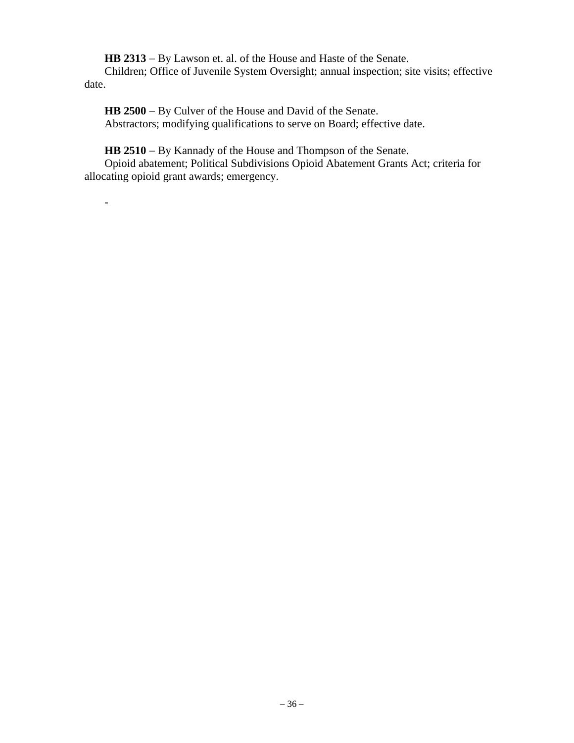**HB 2313** – By Lawson et. al. of the House and Haste of the Senate.
Children; Office of Juvenile System Oversight; annual inspection; site visits; effective date.

**HB 2500** – By Culver of the House and David of the Senate.
Abstractors; modifying qualifications to serve on Board; effective date.

**HB 2510** – By Kannady of the House and Thompson of the Senate.
Opioid abatement; Political Subdivisions Opioid Abatement Grants Act; criteria for allocating opioid grant awards; emergency.

-